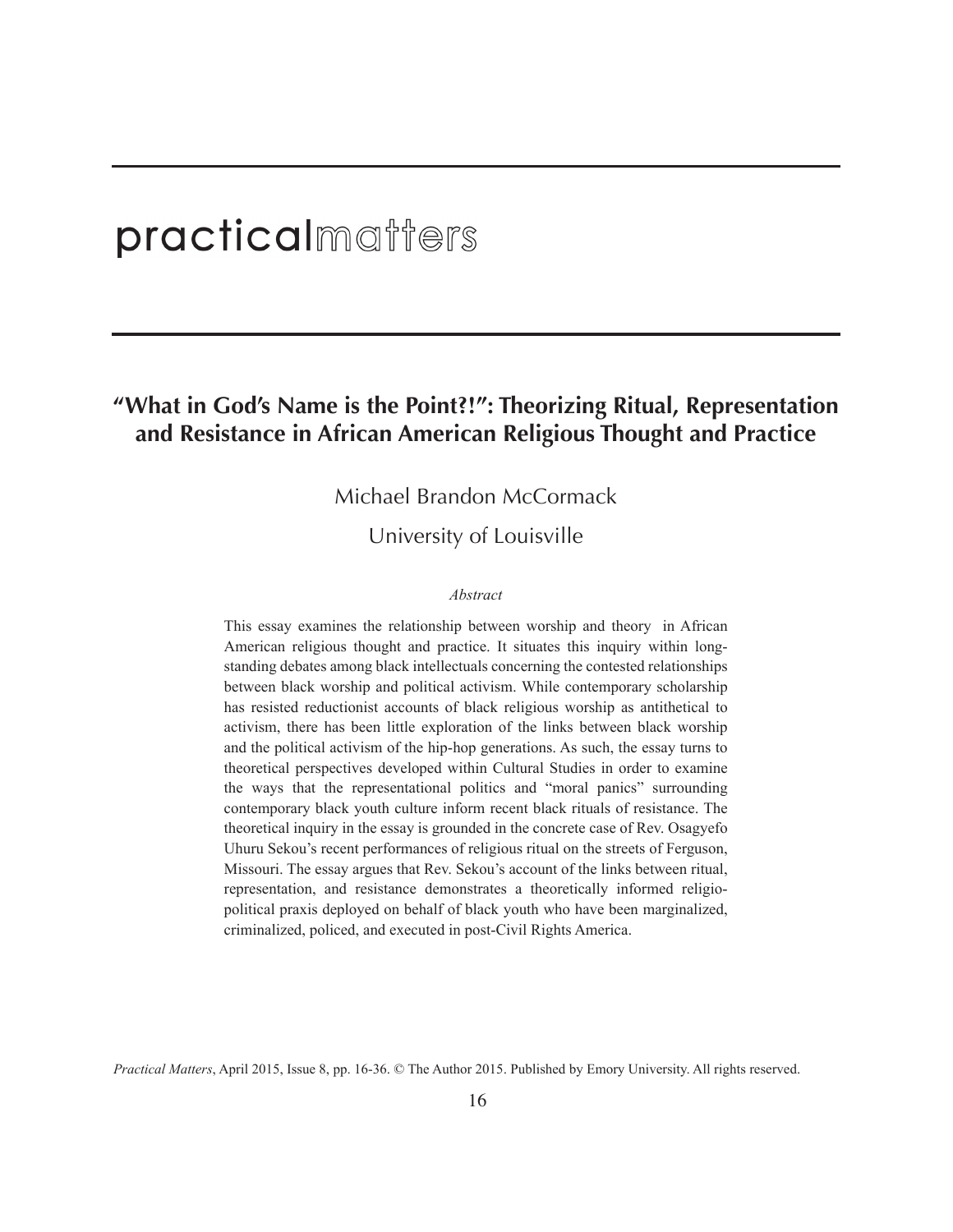practicalmatters

# "What in God's Name is the Point?!": Theorizing Ritual, Representation and Resistance in African American Religious Thought and Practice

Michael Brandon McCormack

University of Louisville

*Abstract*

This essay examines the relationship between worship and theory in African American religious thought and practice. It situates this inquiry within long-standing debates among black intellectuals concerning the contested relationships between black worship and political activism. While contemporary scholarship has resisted reductionist accounts of black religious worship as antithetical to activism, there has been little exploration of the links between black worship and the political activism of the hip-hop generations. As such, the essay turns to theoretical perspectives developed within Cultural Studies in order to examine the ways that the representational politics and "moral panics" surrounding contemporary black youth culture inform recent black rituals of resistance. The theoretical inquiry in the essay is grounded in the concrete case of Rev. Osagyefo Uhuru Sekou's recent performances of religious ritual on the streets of Ferguson, Missouri. The essay argues that Rev. Sekou's account of the links between ritual, representation, and resistance demonstrates a theoretically informed religio-political praxis deployed on behalf of black youth who have been marginalized, criminalized, policed, and executed in post-Civil Rights America.

*Practical Matters*, April 2015, Issue 8, pp. 16-36. © The Author 2015. Published by Emory University. All rights reserved.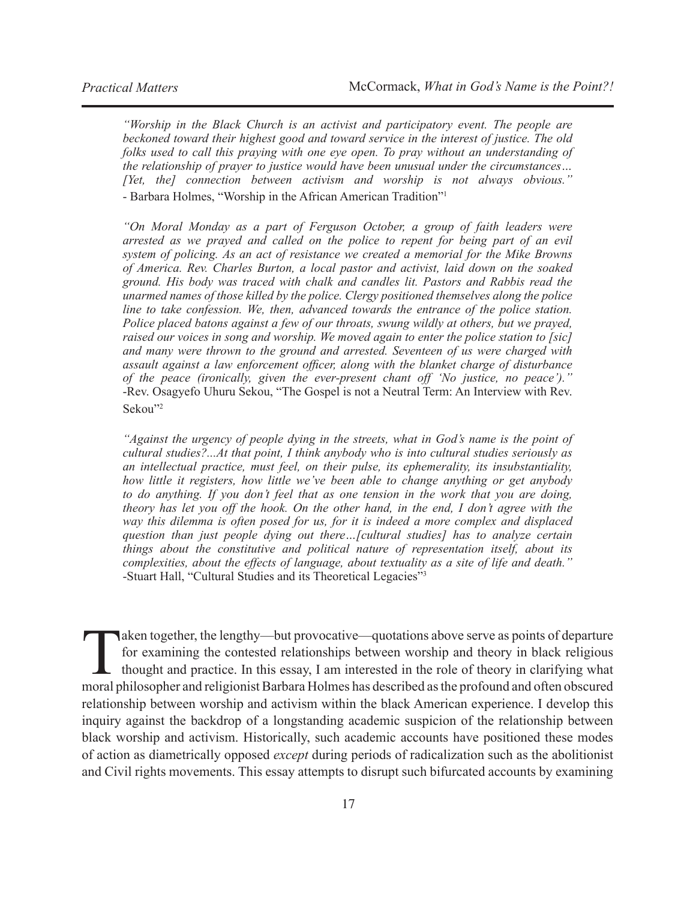*"Worship in the Black Church is an activist and participatory event. The people are beckoned toward their highest good and toward service in the interest of justice. The old folks used to call this praying with one eye open. To pray without an understanding of the relationship of prayer to justice would have been unusual under the circumstances… [Yet, the] connection between activism and worship is not always obvious."*
- Barbara Holmes, "Worship in the African American Tradition"[1]

*"On Moral Monday as a part of Ferguson October, a group of faith leaders were arrested as we prayed and called on the police to repent for being part of an evil system of policing. As an act of resistance we created a memorial for the Mike Browns of America. Rev. Charles Burton, a local pastor and activist, laid down on the soaked ground. His body was traced with chalk and candles lit. Pastors and Rabbis read the unarmed names of those killed by the police. Clergy positioned themselves along the police line to take confession. We, then, advanced towards the entrance of the police station. Police placed batons against a few of our throats, swung wildly at others, but we prayed, raised our voices in song and worship. We moved again to enter the police station to [sic] and many were thrown to the ground and arrested. Seventeen of us were charged with assault against a law enforcement officer, along with the blanket charge of disturbance of the peace (ironically, given the ever-present chant off 'No justice, no peace')."*
-Rev. Osagyefo Uhuru Sekou, "The Gospel is not a Neutral Term: An Interview with Rev. Sekou"[2]

*"Against the urgency of people dying in the streets, what in God's name is the point of cultural studies?...At that point, I think anybody who is into cultural studies seriously as an intellectual practice, must feel, on their pulse, its ephemerality, its insubstantiality, how little it registers, how little we've been able to change anything or get anybody to do anything. If you don't feel that as one tension in the work that you are doing, theory has let you off the hook. On the other hand, in the end, I don't agree with the way this dilemma is often posed for us, for it is indeed a more complex and displaced question than just people dying out there…[cultural studies] has to analyze certain things about the constitutive and political nature of representation itself, about its complexities, about the effects of language, about textuality as a site of life and death."*
-Stuart Hall, "Cultural Studies and its Theoretical Legacies"[3]

Taken together, the lengthy—but provocative—quotations above serve as points of departure for examining the contested relationships between worship and theory in black religious thought and practice. In this essay, I am interested in the role of theory in clarifying what moral philosopher and religionist Barbara Holmes has described as the profound and often obscured relationship between worship and activism within the black American experience. I develop this inquiry against the backdrop of a longstanding academic suspicion of the relationship between black worship and activism. Historically, such academic accounts have positioned these modes of action as diametrically opposed *except* during periods of radicalization such as the abolitionist and Civil rights movements. This essay attempts to disrupt such bifurcated accounts by examining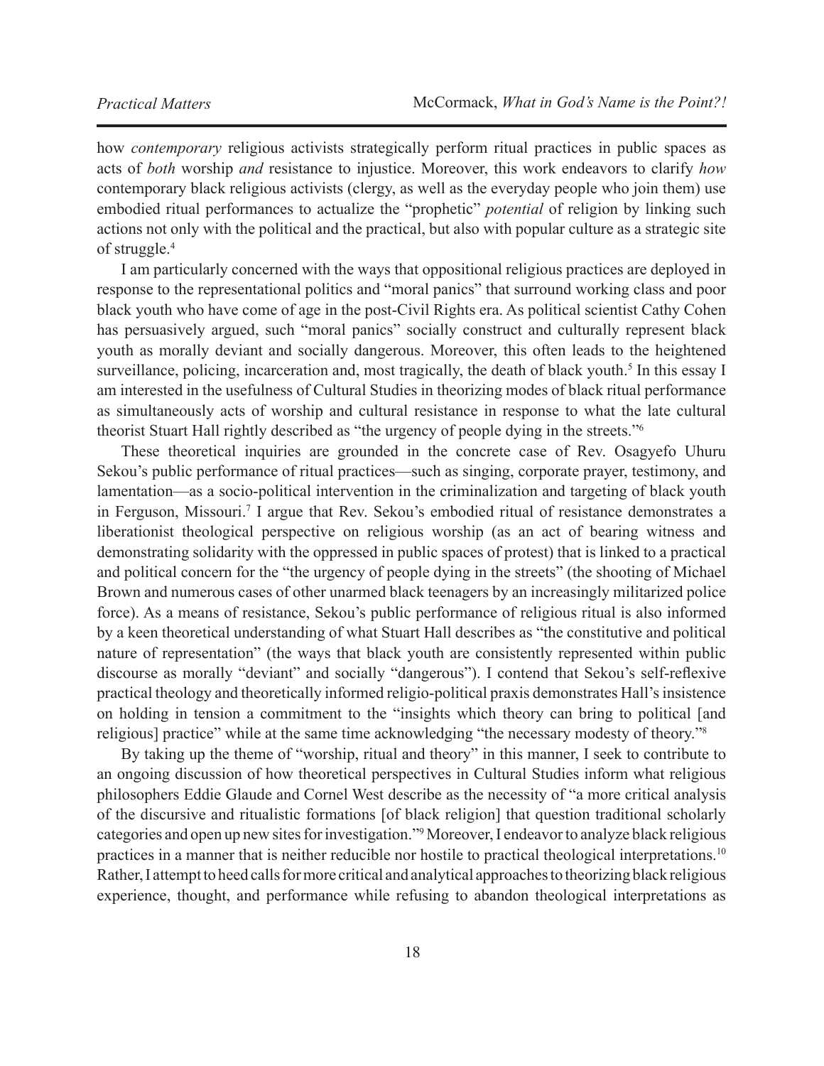how *contemporary* religious activists strategically perform ritual practices in public spaces as acts of *both* worship *and* resistance to injustice. Moreover, this work endeavors to clarify *how* contemporary black religious activists (clergy, as well as the everyday people who join them) use embodied ritual performances to actualize the "prophetic" *potential* of religion by linking such actions not only with the political and the practical, but also with popular culture as a strategic site of struggle.[4]

I am particularly concerned with the ways that oppositional religious practices are deployed in response to the representational politics and "moral panics" that surround working class and poor black youth who have come of age in the post-Civil Rights era. As political scientist Cathy Cohen has persuasively argued, such "moral panics" socially construct and culturally represent black youth as morally deviant and socially dangerous. Moreover, this often leads to the heightened surveillance, policing, incarceration and, most tragically, the death of black youth.[5] In this essay I am interested in the usefulness of Cultural Studies in theorizing modes of black ritual performance as simultaneously acts of worship and cultural resistance in response to what the late cultural theorist Stuart Hall rightly described as "the urgency of people dying in the streets."[6]

These theoretical inquiries are grounded in the concrete case of Rev. Osagyefo Uhuru Sekou's public performance of ritual practices—such as singing, corporate prayer, testimony, and lamentation—as a socio-political intervention in the criminalization and targeting of black youth in Ferguson, Missouri.[7] I argue that Rev. Sekou's embodied ritual of resistance demonstrates a liberationist theological perspective on religious worship (as an act of bearing witness and demonstrating solidarity with the oppressed in public spaces of protest) that is linked to a practical and political concern for the "the urgency of people dying in the streets" (the shooting of Michael Brown and numerous cases of other unarmed black teenagers by an increasingly militarized police force). As a means of resistance, Sekou's public performance of religious ritual is also informed by a keen theoretical understanding of what Stuart Hall describes as "the constitutive and political nature of representation" (the ways that black youth are consistently represented within public discourse as morally "deviant" and socially "dangerous"). I contend that Sekou's self-reflexive practical theology and theoretically informed religio-political praxis demonstrates Hall's insistence on holding in tension a commitment to the "insights which theory can bring to political [and religious] practice" while at the same time acknowledging "the necessary modesty of theory."[8]

By taking up the theme of "worship, ritual and theory" in this manner, I seek to contribute to an ongoing discussion of how theoretical perspectives in Cultural Studies inform what religious philosophers Eddie Glaude and Cornel West describe as the necessity of "a more critical analysis of the discursive and ritualistic formations [of black religion] that question traditional scholarly categories and open up new sites for investigation."[9] Moreover, I endeavor to analyze black religious practices in a manner that is neither reducible nor hostile to practical theological interpretations.[10] Rather, I attempt to heed calls for more critical and analytical approaches to theorizing black religious experience, thought, and performance while refusing to abandon theological interpretations as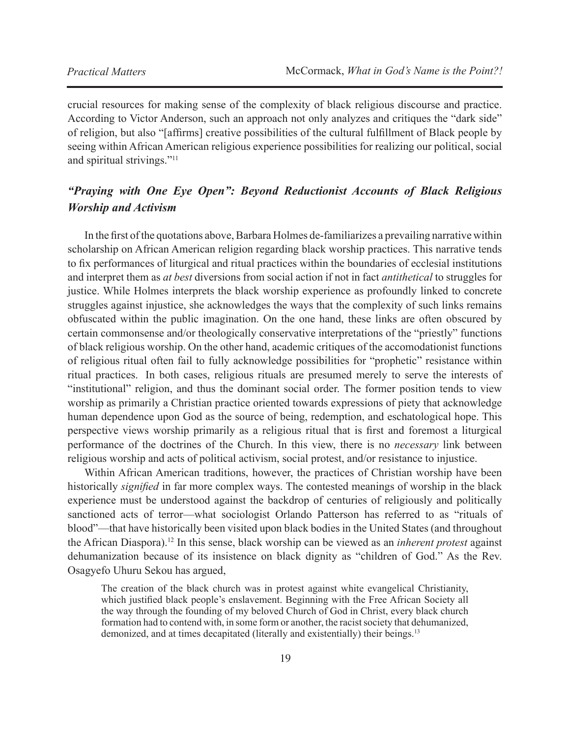crucial resources for making sense of the complexity of black religious discourse and practice. According to Victor Anderson, such an approach not only analyzes and critiques the "dark side" of religion, but also "[affirms] creative possibilities of the cultural fulfillment of Black people by seeing within African American religious experience possibilities for realizing our political, social and spiritual strivings."[11]

## *"Praying with One Eye Open": Beyond Reductionist Accounts of Black Religious Worship and Activism*

In the first of the quotations above, Barbara Holmes de-familiarizes a prevailing narrative within scholarship on African American religion regarding black worship practices. This narrative tends to fix performances of liturgical and ritual practices within the boundaries of ecclesial institutions and interpret them as *at best* diversions from social action if not in fact *antithetical* to struggles for justice. While Holmes interprets the black worship experience as profoundly linked to concrete struggles against injustice, she acknowledges the ways that the complexity of such links remains obfuscated within the public imagination. On the one hand, these links are often obscured by certain commonsense and/or theologically conservative interpretations of the "priestly" functions of black religious worship. On the other hand, academic critiques of the accomodationist functions of religious ritual often fail to fully acknowledge possibilities for "prophetic" resistance within ritual practices. In both cases, religious rituals are presumed merely to serve the interests of "institutional" religion, and thus the dominant social order. The former position tends to view worship as primarily a Christian practice oriented towards expressions of piety that acknowledge human dependence upon God as the source of being, redemption, and eschatological hope. This perspective views worship primarily as a religious ritual that is first and foremost a liturgical performance of the doctrines of the Church. In this view, there is no *necessary* link between religious worship and acts of political activism, social protest, and/or resistance to injustice.

Within African American traditions, however, the practices of Christian worship have been historically *signified* in far more complex ways. The contested meanings of worship in the black experience must be understood against the backdrop of centuries of religiously and politically sanctioned acts of terror—what sociologist Orlando Patterson has referred to as "rituals of blood"—that have historically been visited upon black bodies in the United States (and throughout the African Diaspora).[12] In this sense, black worship can be viewed as an *inherent protest* against dehumanization because of its insistence on black dignity as "children of God." As the Rev. Osagyefo Uhuru Sekou has argued,

> The creation of the black church was in protest against white evangelical Christianity, which justified black people's enslavement. Beginning with the Free African Society all the way through the founding of my beloved Church of God in Christ, every black church formation had to contend with, in some form or another, the racist society that dehumanized, demonized, and at times decapitated (literally and existentially) their beings.[13]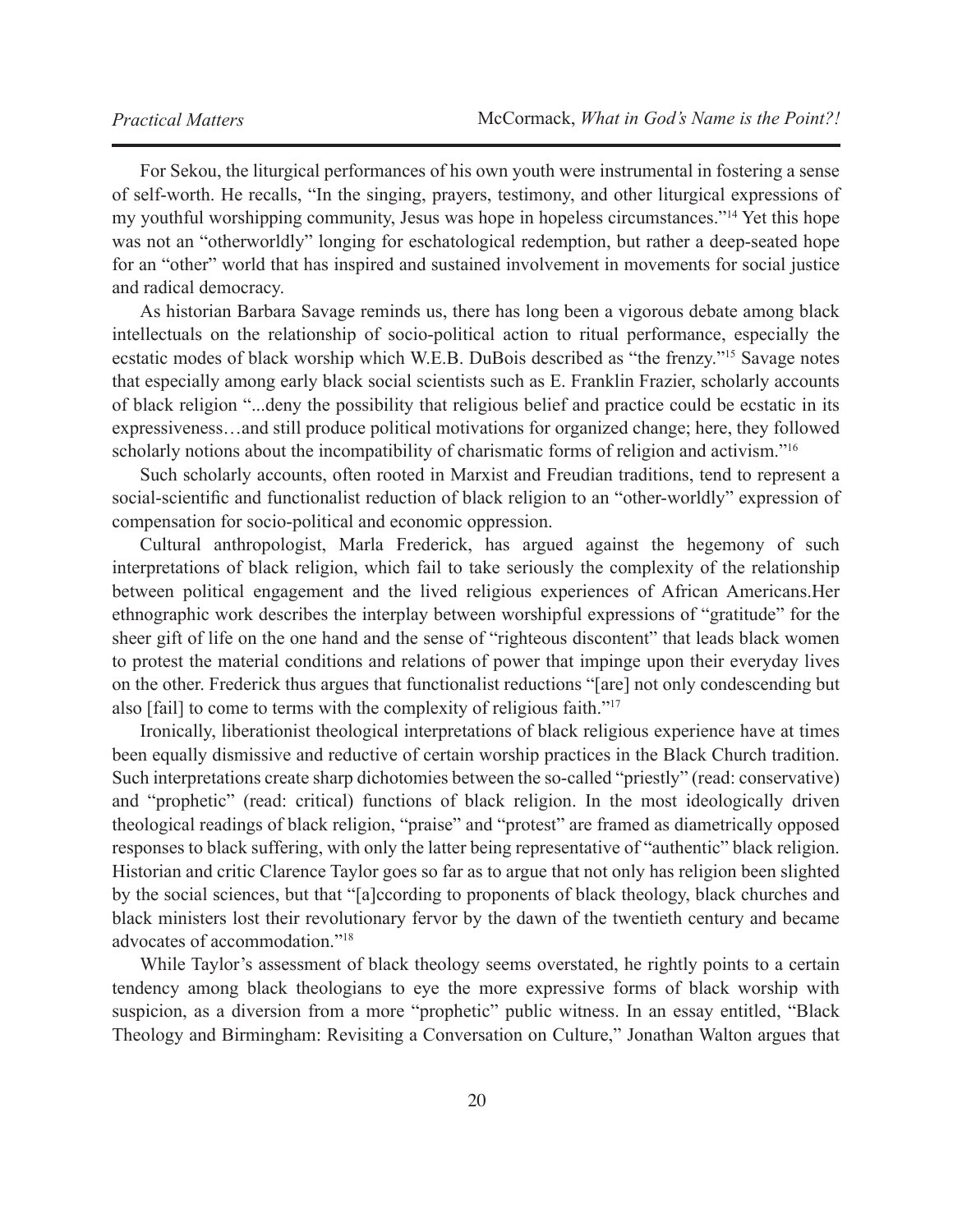For Sekou, the liturgical performances of his own youth were instrumental in fostering a sense of self-worth. He recalls, "In the singing, prayers, testimony, and other liturgical expressions of my youthful worshipping community, Jesus was hope in hopeless circumstances."[14] Yet this hope was not an "otherworldly" longing for eschatological redemption, but rather a deep-seated hope for an "other" world that has inspired and sustained involvement in movements for social justice and radical democracy.

As historian Barbara Savage reminds us, there has long been a vigorous debate among black intellectuals on the relationship of socio-political action to ritual performance, especially the ecstatic modes of black worship which W.E.B. DuBois described as "the frenzy."[15] Savage notes that especially among early black social scientists such as E. Franklin Frazier, scholarly accounts of black religion "...deny the possibility that religious belief and practice could be ecstatic in its expressiveness…and still produce political motivations for organized change; here, they followed scholarly notions about the incompatibility of charismatic forms of religion and activism."[16]

Such scholarly accounts, often rooted in Marxist and Freudian traditions, tend to represent a social-scientific and functionalist reduction of black religion to an "other-worldly" expression of compensation for socio-political and economic oppression.

Cultural anthropologist, Marla Frederick, has argued against the hegemony of such interpretations of black religion, which fail to take seriously the complexity of the relationship between political engagement and the lived religious experiences of African Americans.Her ethnographic work describes the interplay between worshipful expressions of "gratitude" for the sheer gift of life on the one hand and the sense of "righteous discontent" that leads black women to protest the material conditions and relations of power that impinge upon their everyday lives on the other. Frederick thus argues that functionalist reductions "[are] not only condescending but also [fail] to come to terms with the complexity of religious faith."[17]

Ironically, liberationist theological interpretations of black religious experience have at times been equally dismissive and reductive of certain worship practices in the Black Church tradition. Such interpretations create sharp dichotomies between the so-called "priestly" (read: conservative) and "prophetic" (read: critical) functions of black religion. In the most ideologically driven theological readings of black religion, "praise" and "protest" are framed as diametrically opposed responses to black suffering, with only the latter being representative of "authentic" black religion. Historian and critic Clarence Taylor goes so far as to argue that not only has religion been slighted by the social sciences, but that "[a]ccording to proponents of black theology, black churches and black ministers lost their revolutionary fervor by the dawn of the twentieth century and became advocates of accommodation."[18]

While Taylor's assessment of black theology seems overstated, he rightly points to a certain tendency among black theologians to eye the more expressive forms of black worship with suspicion, as a diversion from a more "prophetic" public witness. In an essay entitled, "Black Theology and Birmingham: Revisiting a Conversation on Culture," Jonathan Walton argues that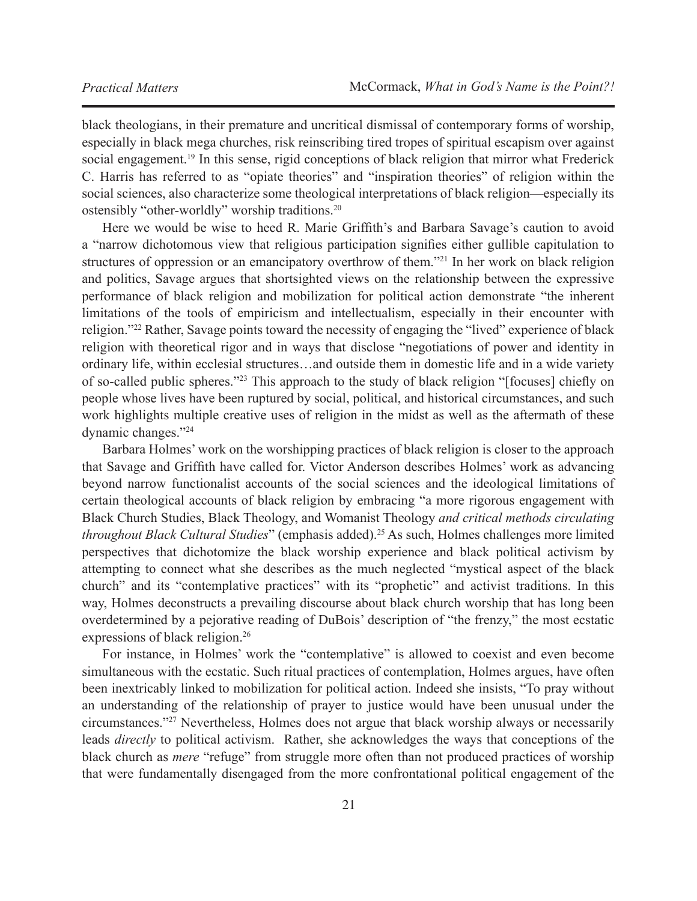black theologians, in their premature and uncritical dismissal of contemporary forms of worship, especially in black mega churches, risk reinscribing tired tropes of spiritual escapism over against social engagement.[19] In this sense, rigid conceptions of black religion that mirror what Frederick C. Harris has referred to as "opiate theories" and "inspiration theories" of religion within the social sciences, also characterize some theological interpretations of black religion—especially its ostensibly "other-worldly" worship traditions.[20]

Here we would be wise to heed R. Marie Griffith's and Barbara Savage's caution to avoid a "narrow dichotomous view that religious participation signifies either gullible capitulation to structures of oppression or an emancipatory overthrow of them."[21] In her work on black religion and politics, Savage argues that shortsighted views on the relationship between the expressive performance of black religion and mobilization for political action demonstrate "the inherent limitations of the tools of empiricism and intellectualism, especially in their encounter with religion."[22] Rather, Savage points toward the necessity of engaging the "lived" experience of black religion with theoretical rigor and in ways that disclose "negotiations of power and identity in ordinary life, within ecclesial structures…and outside them in domestic life and in a wide variety of so-called public spheres."[23] This approach to the study of black religion "[focuses] chiefly on people whose lives have been ruptured by social, political, and historical circumstances, and such work highlights multiple creative uses of religion in the midst as well as the aftermath of these dynamic changes."[24]

Barbara Holmes' work on the worshipping practices of black religion is closer to the approach that Savage and Griffith have called for. Victor Anderson describes Holmes' work as advancing beyond narrow functionalist accounts of the social sciences and the ideological limitations of certain theological accounts of black religion by embracing "a more rigorous engagement with Black Church Studies, Black Theology, and Womanist Theology *and critical methods circulating throughout Black Cultural Studies*" (emphasis added).[25] As such, Holmes challenges more limited perspectives that dichotomize the black worship experience and black political activism by attempting to connect what she describes as the much neglected "mystical aspect of the black church" and its "contemplative practices" with its "prophetic" and activist traditions. In this way, Holmes deconstructs a prevailing discourse about black church worship that has long been overdetermined by a pejorative reading of DuBois' description of "the frenzy," the most ecstatic expressions of black religion.[26]

For instance, in Holmes' work the "contemplative" is allowed to coexist and even become simultaneous with the ecstatic. Such ritual practices of contemplation, Holmes argues, have often been inextricably linked to mobilization for political action. Indeed she insists, "To pray without an understanding of the relationship of prayer to justice would have been unusual under the circumstances."[27] Nevertheless, Holmes does not argue that black worship always or necessarily leads *directly* to political activism. Rather, she acknowledges the ways that conceptions of the black church as *mere* "refuge" from struggle more often than not produced practices of worship that were fundamentally disengaged from the more confrontational political engagement of the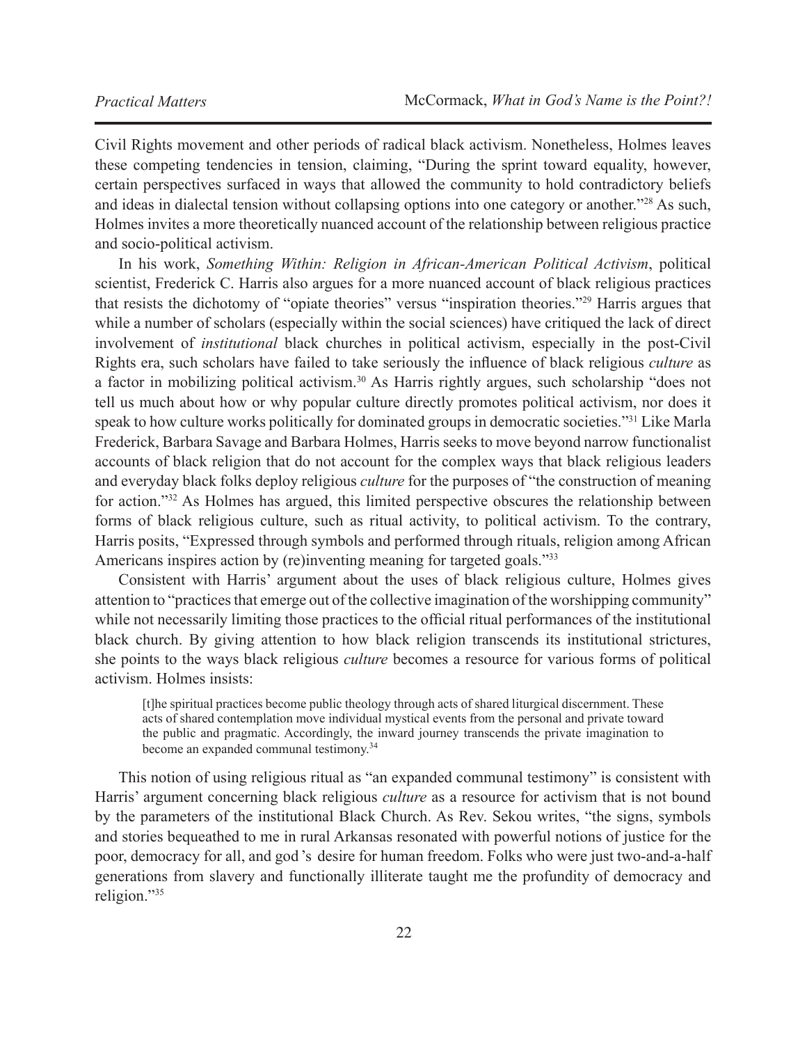Civil Rights movement and other periods of radical black activism. Nonetheless, Holmes leaves these competing tendencies in tension, claiming, "During the sprint toward equality, however, certain perspectives surfaced in ways that allowed the community to hold contradictory beliefs and ideas in dialectal tension without collapsing options into one category or another."[28] As such, Holmes invites a more theoretically nuanced account of the relationship between religious practice and socio-political activism.

In his work, *Something Within: Religion in African-American Political Activism*, political scientist, Frederick C. Harris also argues for a more nuanced account of black religious practices that resists the dichotomy of "opiate theories" versus "inspiration theories."[29] Harris argues that while a number of scholars (especially within the social sciences) have critiqued the lack of direct involvement of *institutional* black churches in political activism, especially in the post-Civil Rights era, such scholars have failed to take seriously the influence of black religious *culture* as a factor in mobilizing political activism.[30] As Harris rightly argues, such scholarship "does not tell us much about how or why popular culture directly promotes political activism, nor does it speak to how culture works politically for dominated groups in democratic societies."[31] Like Marla Frederick, Barbara Savage and Barbara Holmes, Harris seeks to move beyond narrow functionalist accounts of black religion that do not account for the complex ways that black religious leaders and everyday black folks deploy religious *culture* for the purposes of "the construction of meaning for action."[32] As Holmes has argued, this limited perspective obscures the relationship between forms of black religious culture, such as ritual activity, to political activism. To the contrary, Harris posits, "Expressed through symbols and performed through rituals, religion among African Americans inspires action by (re)inventing meaning for targeted goals."[33]

Consistent with Harris' argument about the uses of black religious culture, Holmes gives attention to "practices that emerge out of the collective imagination of the worshipping community" while not necessarily limiting those practices to the official ritual performances of the institutional black church. By giving attention to how black religion transcends its institutional strictures, she points to the ways black religious *culture* becomes a resource for various forms of political activism. Holmes insists:

> [t]he spiritual practices become public theology through acts of shared liturgical discernment. These acts of shared contemplation move individual mystical events from the personal and private toward the public and pragmatic. Accordingly, the inward journey transcends the private imagination to become an expanded communal testimony.[34]

This notion of using religious ritual as "an expanded communal testimony" is consistent with Harris' argument concerning black religious *culture* as a resource for activism that is not bound by the parameters of the institutional Black Church. As Rev. Sekou writes, "the signs, symbols and stories bequeathed to me in rural Arkansas resonated with powerful notions of justice for the poor, democracy for all, and god's desire for human freedom. Folks who were just two-and-a-half generations from slavery and functionally illiterate taught me the profundity of democracy and religion."[35]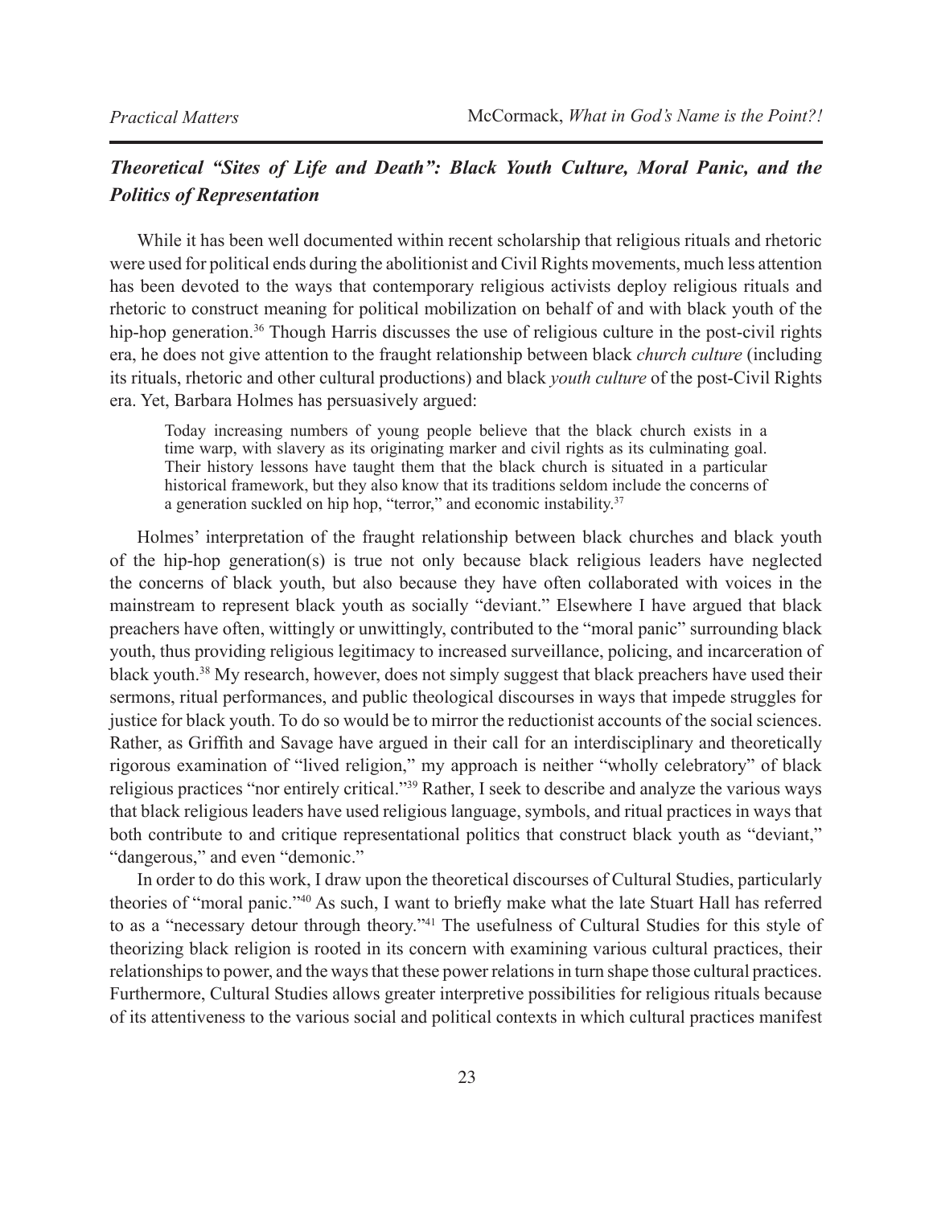## *Theoretical "Sites of Life and Death": Black Youth Culture, Moral Panic, and the Politics of Representation*

While it has been well documented within recent scholarship that religious rituals and rhetoric were used for political ends during the abolitionist and Civil Rights movements, much less attention has been devoted to the ways that contemporary religious activists deploy religious rituals and rhetoric to construct meaning for political mobilization on behalf of and with black youth of the hip-hop generation.[36] Though Harris discusses the use of religious culture in the post-civil rights era, he does not give attention to the fraught relationship between black *church culture* (including its rituals, rhetoric and other cultural productions) and black *youth culture* of the post-Civil Rights era. Yet, Barbara Holmes has persuasively argued:

> Today increasing numbers of young people believe that the black church exists in a time warp, with slavery as its originating marker and civil rights as its culminating goal. Their history lessons have taught them that the black church is situated in a particular historical framework, but they also know that its traditions seldom include the concerns of a generation suckled on hip hop, "terror," and economic instability.[37]

Holmes' interpretation of the fraught relationship between black churches and black youth of the hip-hop generation(s) is true not only because black religious leaders have neglected the concerns of black youth, but also because they have often collaborated with voices in the mainstream to represent black youth as socially "deviant." Elsewhere I have argued that black preachers have often, wittingly or unwittingly, contributed to the "moral panic" surrounding black youth, thus providing religious legitimacy to increased surveillance, policing, and incarceration of black youth.[38] My research, however, does not simply suggest that black preachers have used their sermons, ritual performances, and public theological discourses in ways that impede struggles for justice for black youth. To do so would be to mirror the reductionist accounts of the social sciences. Rather, as Griffith and Savage have argued in their call for an interdisciplinary and theoretically rigorous examination of "lived religion," my approach is neither "wholly celebratory" of black religious practices "nor entirely critical."[39] Rather, I seek to describe and analyze the various ways that black religious leaders have used religious language, symbols, and ritual practices in ways that both contribute to and critique representational politics that construct black youth as "deviant," "dangerous," and even "demonic."

In order to do this work, I draw upon the theoretical discourses of Cultural Studies, particularly theories of "moral panic."[40] As such, I want to briefly make what the late Stuart Hall has referred to as a "necessary detour through theory."[41] The usefulness of Cultural Studies for this style of theorizing black religion is rooted in its concern with examining various cultural practices, their relationships to power, and the ways that these power relations in turn shape those cultural practices. Furthermore, Cultural Studies allows greater interpretive possibilities for religious rituals because of its attentiveness to the various social and political contexts in which cultural practices manifest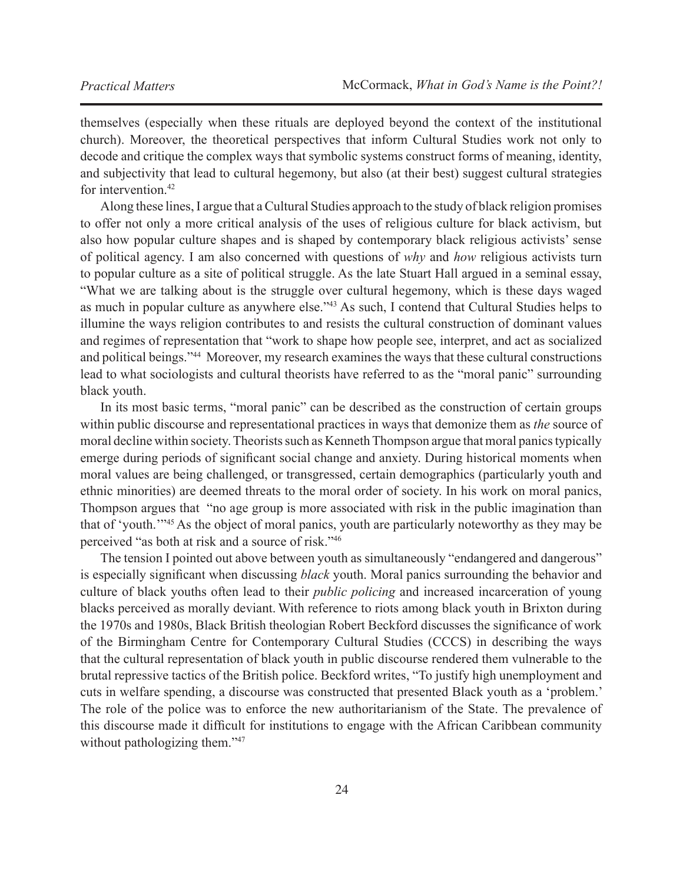themselves (especially when these rituals are deployed beyond the context of the institutional church). Moreover, the theoretical perspectives that inform Cultural Studies work not only to decode and critique the complex ways that symbolic systems construct forms of meaning, identity, and subjectivity that lead to cultural hegemony, but also (at their best) suggest cultural strategies for intervention.[42]

Along these lines, I argue that a Cultural Studies approach to the study of black religion promises to offer not only a more critical analysis of the uses of religious culture for black activism, but also how popular culture shapes and is shaped by contemporary black religious activists' sense of political agency. I am also concerned with questions of *why* and *how* religious activists turn to popular culture as a site of political struggle. As the late Stuart Hall argued in a seminal essay, "What we are talking about is the struggle over cultural hegemony, which is these days waged as much in popular culture as anywhere else."[43] As such, I contend that Cultural Studies helps to illumine the ways religion contributes to and resists the cultural construction of dominant values and regimes of representation that "work to shape how people see, interpret, and act as socialized and political beings."[44] Moreover, my research examines the ways that these cultural constructions lead to what sociologists and cultural theorists have referred to as the "moral panic" surrounding black youth.

In its most basic terms, "moral panic" can be described as the construction of certain groups within public discourse and representational practices in ways that demonize them as *the* source of moral decline within society. Theorists such as Kenneth Thompson argue that moral panics typically emerge during periods of significant social change and anxiety. During historical moments when moral values are being challenged, or transgressed, certain demographics (particularly youth and ethnic minorities) are deemed threats to the moral order of society. In his work on moral panics, Thompson argues that "no age group is more associated with risk in the public imagination than that of 'youth.'"[45] As the object of moral panics, youth are particularly noteworthy as they may be perceived "as both at risk and a source of risk."[46]

The tension I pointed out above between youth as simultaneously "endangered and dangerous" is especially significant when discussing *black* youth. Moral panics surrounding the behavior and culture of black youths often lead to their *public policing* and increased incarceration of young blacks perceived as morally deviant. With reference to riots among black youth in Brixton during the 1970s and 1980s, Black British theologian Robert Beckford discusses the significance of work of the Birmingham Centre for Contemporary Cultural Studies (CCCS) in describing the ways that the cultural representation of black youth in public discourse rendered them vulnerable to the brutal repressive tactics of the British police. Beckford writes, "To justify high unemployment and cuts in welfare spending, a discourse was constructed that presented Black youth as a 'problem.' The role of the police was to enforce the new authoritarianism of the State. The prevalence of this discourse made it difficult for institutions to engage with the African Caribbean community without pathologizing them."[47]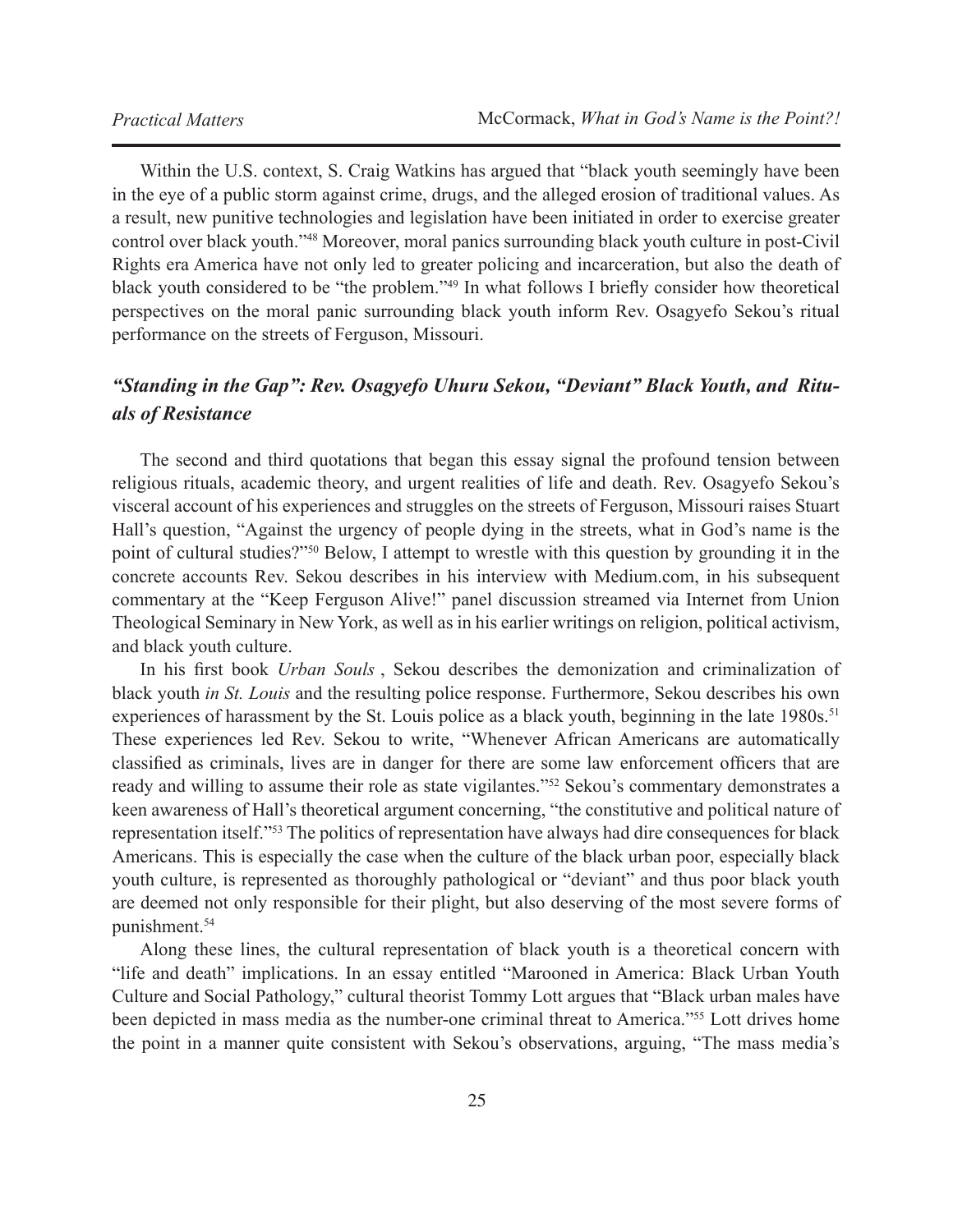Within the U.S. context, S. Craig Watkins has argued that "black youth seemingly have been in the eye of a public storm against crime, drugs, and the alleged erosion of traditional values. As a result, new punitive technologies and legislation have been initiated in order to exercise greater control over black youth."[48] Moreover, moral panics surrounding black youth culture in post-Civil Rights era America have not only led to greater policing and incarceration, but also the death of black youth considered to be "the problem."[49] In what follows I briefly consider how theoretical perspectives on the moral panic surrounding black youth inform Rev. Osagyefo Sekou's ritual performance on the streets of Ferguson, Missouri.

## *"Standing in the Gap": Rev. Osagyefo Uhuru Sekou, "Deviant" Black Youth, and Rituals of Resistance*

The second and third quotations that began this essay signal the profound tension between religious rituals, academic theory, and urgent realities of life and death. Rev. Osagyefo Sekou's visceral account of his experiences and struggles on the streets of Ferguson, Missouri raises Stuart Hall's question, "Against the urgency of people dying in the streets, what in God's name is the point of cultural studies?"[50] Below, I attempt to wrestle with this question by grounding it in the concrete accounts Rev. Sekou describes in his interview with Medium.com, in his subsequent commentary at the "Keep Ferguson Alive!" panel discussion streamed via Internet from Union Theological Seminary in New York, as well as in his earlier writings on religion, political activism, and black youth culture.

In his first book *Urban Souls* , Sekou describes the demonization and criminalization of black youth *in St. Louis* and the resulting police response. Furthermore, Sekou describes his own experiences of harassment by the St. Louis police as a black youth, beginning in the late 1980s.[51] These experiences led Rev. Sekou to write, "Whenever African Americans are automatically classified as criminals, lives are in danger for there are some law enforcement officers that are ready and willing to assume their role as state vigilantes."[52] Sekou's commentary demonstrates a keen awareness of Hall's theoretical argument concerning, "the constitutive and political nature of representation itself."[53] The politics of representation have always had dire consequences for black Americans. This is especially the case when the culture of the black urban poor, especially black youth culture, is represented as thoroughly pathological or "deviant" and thus poor black youth are deemed not only responsible for their plight, but also deserving of the most severe forms of punishment.[54]

Along these lines, the cultural representation of black youth is a theoretical concern with "life and death" implications. In an essay entitled "Marooned in America: Black Urban Youth Culture and Social Pathology," cultural theorist Tommy Lott argues that "Black urban males have been depicted in mass media as the number-one criminal threat to America."[55] Lott drives home the point in a manner quite consistent with Sekou's observations, arguing, "The mass media's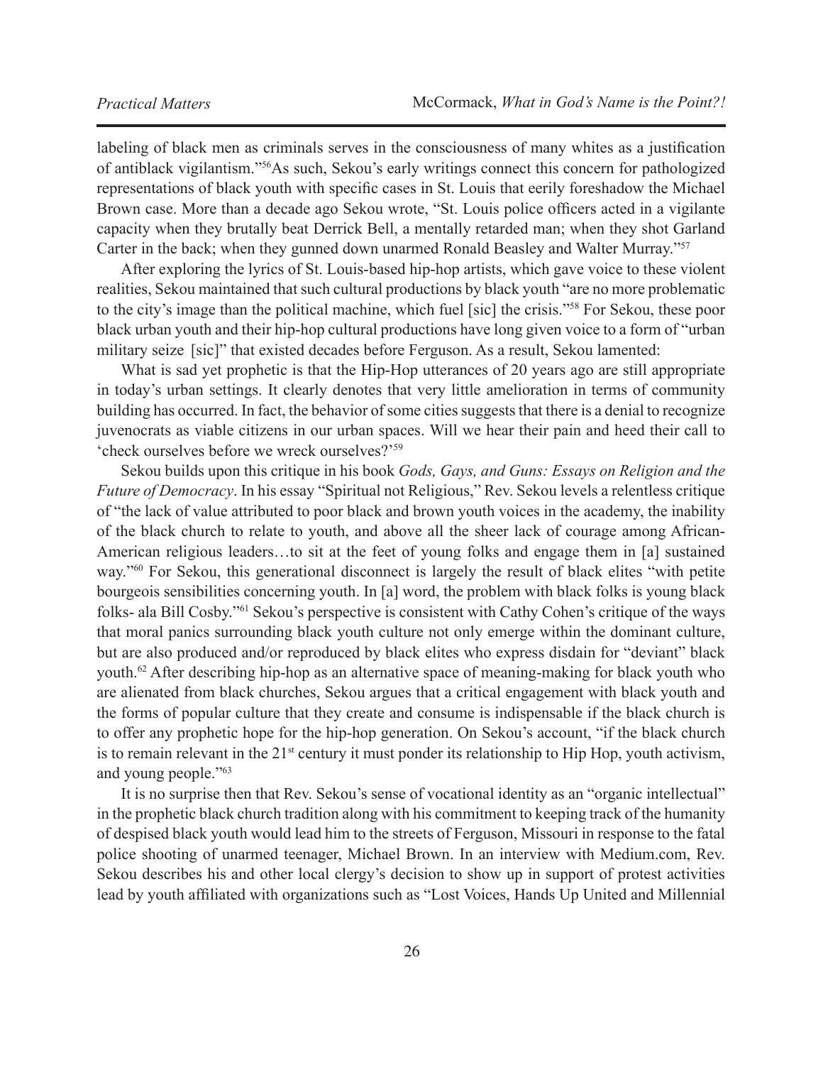labeling of black men as criminals serves in the consciousness of many whites as a justification of antiblack vigilantism."[56]As such, Sekou's early writings connect this concern for pathologized representations of black youth with specific cases in St. Louis that eerily foreshadow the Michael Brown case. More than a decade ago Sekou wrote, "St. Louis police officers acted in a vigilante capacity when they brutally beat Derrick Bell, a mentally retarded man; when they shot Garland Carter in the back; when they gunned down unarmed Ronald Beasley and Walter Murray."[57]

After exploring the lyrics of St. Louis-based hip-hop artists, which gave voice to these violent realities, Sekou maintained that such cultural productions by black youth "are no more problematic to the city's image than the political machine, which fuel [sic] the crisis."[58] For Sekou, these poor black urban youth and their hip-hop cultural productions have long given voice to a form of "urban military seize [sic]" that existed decades before Ferguson. As a result, Sekou lamented:

What is sad yet prophetic is that the Hip-Hop utterances of 20 years ago are still appropriate in today's urban settings. It clearly denotes that very little amelioration in terms of community building has occurred. In fact, the behavior of some cities suggests that there is a denial to recognize juvenocrats as viable citizens in our urban spaces. Will we hear their pain and heed their call to 'check ourselves before we wreck ourselves?'[59]

Sekou builds upon this critique in his book *Gods, Gays, and Guns: Essays on Religion and the Future of Democracy*. In his essay "Spiritual not Religious," Rev. Sekou levels a relentless critique of "the lack of value attributed to poor black and brown youth voices in the academy, the inability of the black church to relate to youth, and above all the sheer lack of courage among African-American religious leaders…to sit at the feet of young folks and engage them in [a] sustained way."[60] For Sekou, this generational disconnect is largely the result of black elites "with petite bourgeois sensibilities concerning youth. In [a] word, the problem with black folks is young black folks- ala Bill Cosby."[61] Sekou's perspective is consistent with Cathy Cohen's critique of the ways that moral panics surrounding black youth culture not only emerge within the dominant culture, but are also produced and/or reproduced by black elites who express disdain for "deviant" black youth.[62] After describing hip-hop as an alternative space of meaning-making for black youth who are alienated from black churches, Sekou argues that a critical engagement with black youth and the forms of popular culture that they create and consume is indispensable if the black church is to offer any prophetic hope for the hip-hop generation. On Sekou's account, "if the black church is to remain relevant in the 21st century it must ponder its relationship to Hip Hop, youth activism, and young people."[63]

It is no surprise then that Rev. Sekou's sense of vocational identity as an "organic intellectual" in the prophetic black church tradition along with his commitment to keeping track of the humanity of despised black youth would lead him to the streets of Ferguson, Missouri in response to the fatal police shooting of unarmed teenager, Michael Brown. In an interview with Medium.com, Rev. Sekou describes his and other local clergy's decision to show up in support of protest activities lead by youth affiliated with organizations such as "Lost Voices, Hands Up United and Millennial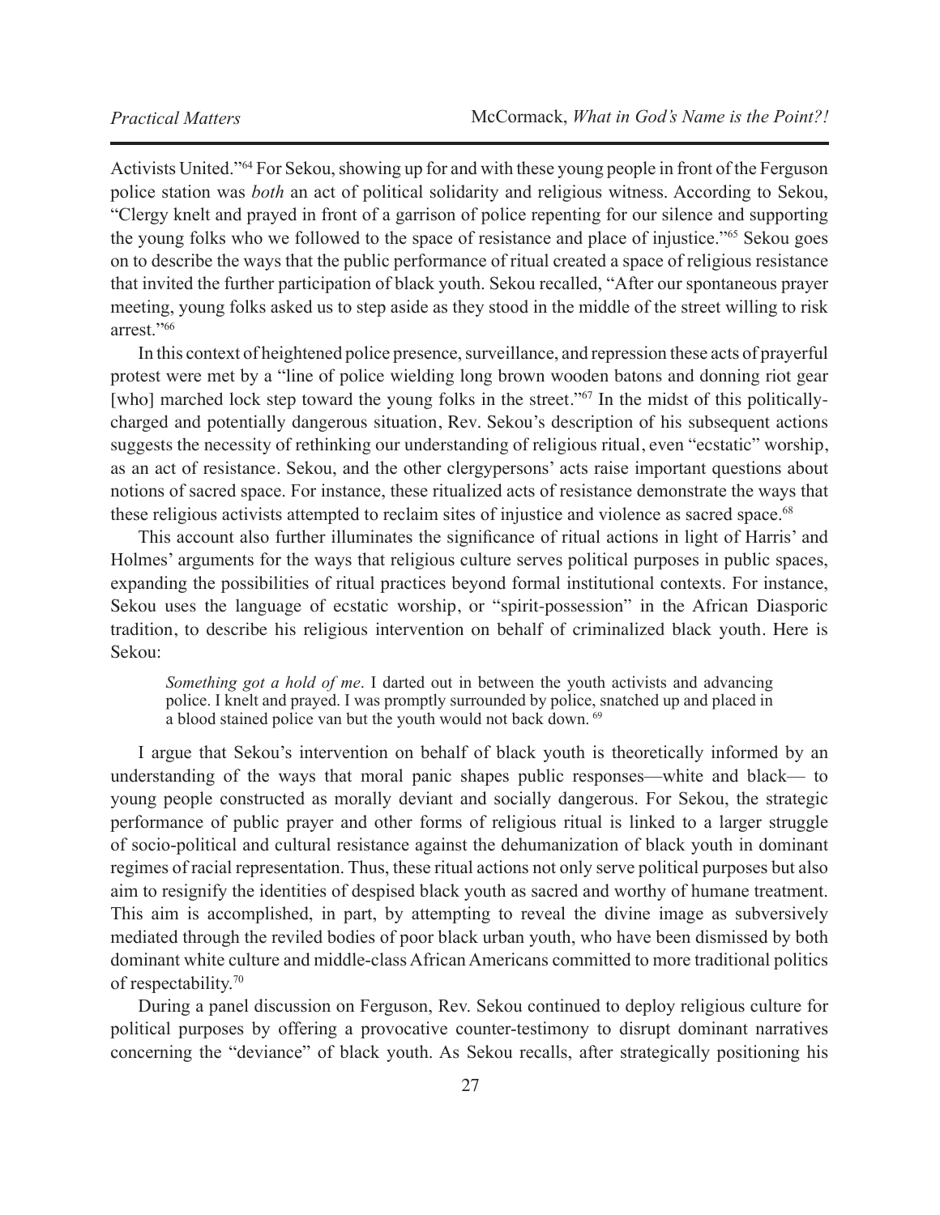Activists United."[64] For Sekou, showing up for and with these young people in front of the Ferguson police station was *both* an act of political solidarity and religious witness. According to Sekou, "Clergy knelt and prayed in front of a garrison of police repenting for our silence and supporting the young folks who we followed to the space of resistance and place of injustice."[65] Sekou goes on to describe the ways that the public performance of ritual created a space of religious resistance that invited the further participation of black youth. Sekou recalled, "After our spontaneous prayer meeting, young folks asked us to step aside as they stood in the middle of the street willing to risk arrest."[66]

In this context of heightened police presence, surveillance, and repression these acts of prayerful protest were met by a "line of police wielding long brown wooden batons and donning riot gear [who] marched lock step toward the young folks in the street."[67] In the midst of this politically-charged and potentially dangerous situation, Rev. Sekou's description of his subsequent actions suggests the necessity of rethinking our understanding of religious ritual, even "ecstatic" worship, as an act of resistance. Sekou, and the other clergypersons' acts raise important questions about notions of sacred space. For instance, these ritualized acts of resistance demonstrate the ways that these religious activists attempted to reclaim sites of injustice and violence as sacred space.[68]

This account also further illuminates the significance of ritual actions in light of Harris' and Holmes' arguments for the ways that religious culture serves political purposes in public spaces, expanding the possibilities of ritual practices beyond formal institutional contexts. For instance, Sekou uses the language of ecstatic worship, or "spirit-possession" in the African Diasporic tradition, to describe his religious intervention on behalf of criminalized black youth. Here is Sekou:

> *Something got a hold of me*. I darted out in between the youth activists and advancing police. I knelt and prayed. I was promptly surrounded by police, snatched up and placed in a blood stained police van but the youth would not back down. [69]

I argue that Sekou's intervention on behalf of black youth is theoretically informed by an understanding of the ways that moral panic shapes public responses—white and black— to young people constructed as morally deviant and socially dangerous. For Sekou, the strategic performance of public prayer and other forms of religious ritual is linked to a larger struggle of socio-political and cultural resistance against the dehumanization of black youth in dominant regimes of racial representation. Thus, these ritual actions not only serve political purposes but also aim to resignify the identities of despised black youth as sacred and worthy of humane treatment. This aim is accomplished, in part, by attempting to reveal the divine image as subversively mediated through the reviled bodies of poor black urban youth, who have been dismissed by both dominant white culture and middle-class African Americans committed to more traditional politics of respectability.[70]

During a panel discussion on Ferguson, Rev. Sekou continued to deploy religious culture for political purposes by offering a provocative counter-testimony to disrupt dominant narratives concerning the "deviance" of black youth. As Sekou recalls, after strategically positioning his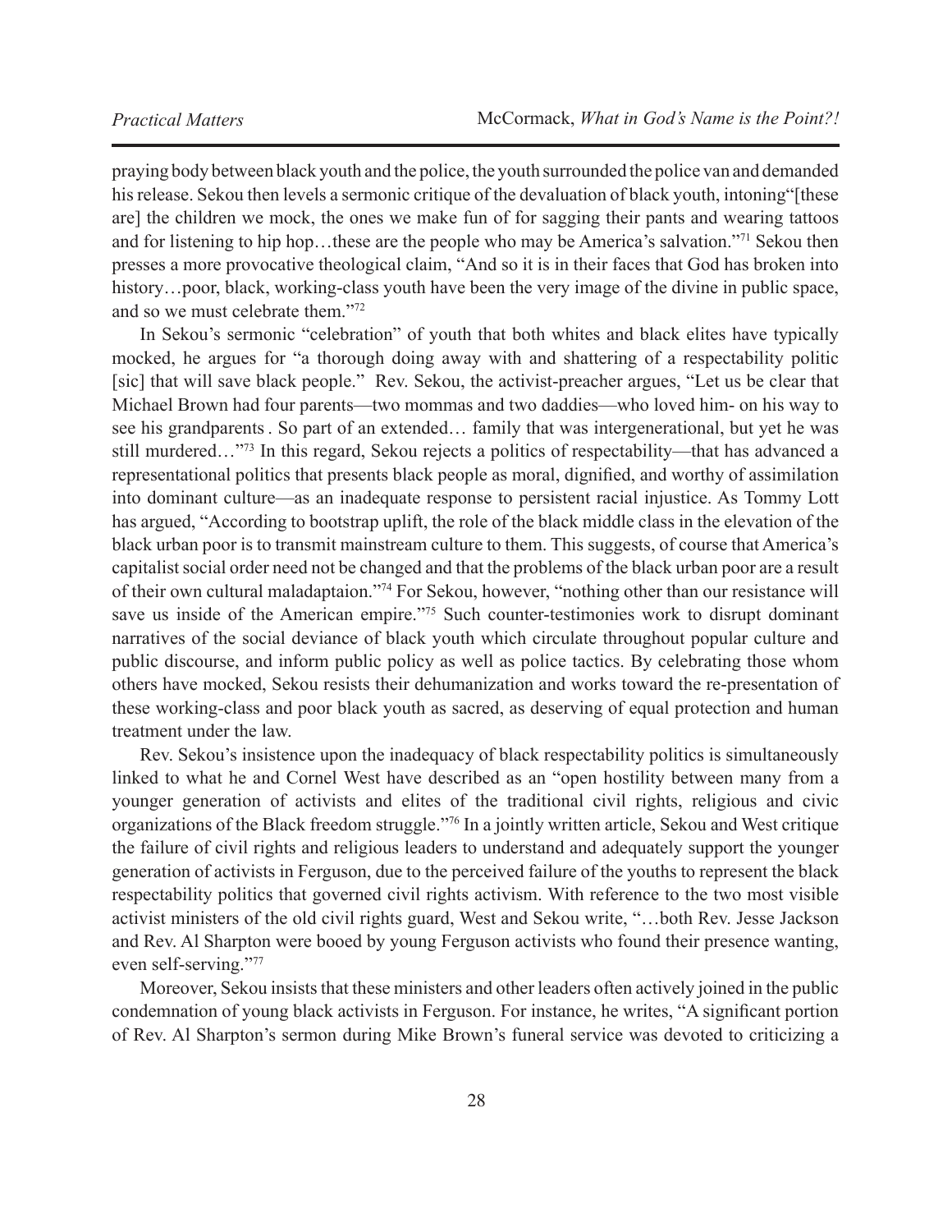praying body between black youth and the police, the youth surrounded the police van and demanded his release. Sekou then levels a sermonic critique of the devaluation of black youth, intoning"[these are] the children we mock, the ones we make fun of for sagging their pants and wearing tattoos and for listening to hip hop…these are the people who may be America's salvation."[71] Sekou then presses a more provocative theological claim, "And so it is in their faces that God has broken into history…poor, black, working-class youth have been the very image of the divine in public space, and so we must celebrate them."[72]

In Sekou's sermonic "celebration" of youth that both whites and black elites have typically mocked, he argues for "a thorough doing away with and shattering of a respectability politic [sic] that will save black people." Rev. Sekou, the activist-preacher argues, "Let us be clear that Michael Brown had four parents—two mommas and two daddies—who loved him- on his way to see his grandparents . So part of an extended… family that was intergenerational, but yet he was still murdered…"[73] In this regard, Sekou rejects a politics of respectability—that has advanced a representational politics that presents black people as moral, dignified, and worthy of assimilation into dominant culture—as an inadequate response to persistent racial injustice. As Tommy Lott has argued, "According to bootstrap uplift, the role of the black middle class in the elevation of the black urban poor is to transmit mainstream culture to them. This suggests, of course that America's capitalist social order need not be changed and that the problems of the black urban poor are a result of their own cultural maladaptaion."[74] For Sekou, however, "nothing other than our resistance will save us inside of the American empire."[75] Such counter-testimonies work to disrupt dominant narratives of the social deviance of black youth which circulate throughout popular culture and public discourse, and inform public policy as well as police tactics. By celebrating those whom others have mocked, Sekou resists their dehumanization and works toward the re-presentation of these working-class and poor black youth as sacred, as deserving of equal protection and human treatment under the law.

Rev. Sekou's insistence upon the inadequacy of black respectability politics is simultaneously linked to what he and Cornel West have described as an "open hostility between many from a younger generation of activists and elites of the traditional civil rights, religious and civic organizations of the Black freedom struggle."[76] In a jointly written article, Sekou and West critique the failure of civil rights and religious leaders to understand and adequately support the younger generation of activists in Ferguson, due to the perceived failure of the youths to represent the black respectability politics that governed civil rights activism. With reference to the two most visible activist ministers of the old civil rights guard, West and Sekou write, "…both Rev. Jesse Jackson and Rev. Al Sharpton were booed by young Ferguson activists who found their presence wanting, even self-serving."[77]

Moreover, Sekou insists that these ministers and other leaders often actively joined in the public condemnation of young black activists in Ferguson. For instance, he writes, "A significant portion of Rev. Al Sharpton's sermon during Mike Brown's funeral service was devoted to criticizing a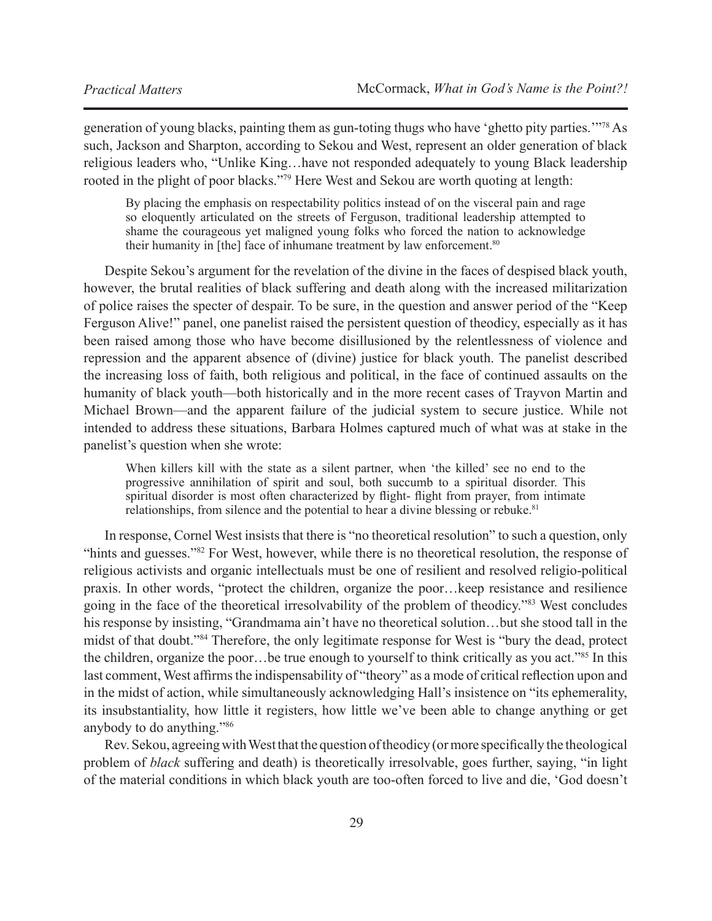generation of young blacks, painting them as gun-toting thugs who have 'ghetto pity parties.'"[78] As such, Jackson and Sharpton, according to Sekou and West, represent an older generation of black religious leaders who, "Unlike King…have not responded adequately to young Black leadership rooted in the plight of poor blacks."[79] Here West and Sekou are worth quoting at length:

> By placing the emphasis on respectability politics instead of on the visceral pain and rage so eloquently articulated on the streets of Ferguson, traditional leadership attempted to shame the courageous yet maligned young folks who forced the nation to acknowledge their humanity in [the] face of inhumane treatment by law enforcement.[80]

Despite Sekou's argument for the revelation of the divine in the faces of despised black youth, however, the brutal realities of black suffering and death along with the increased militarization of police raises the specter of despair. To be sure, in the question and answer period of the "Keep Ferguson Alive!" panel, one panelist raised the persistent question of theodicy, especially as it has been raised among those who have become disillusioned by the relentlessness of violence and repression and the apparent absence of (divine) justice for black youth. The panelist described the increasing loss of faith, both religious and political, in the face of continued assaults on the humanity of black youth—both historically and in the more recent cases of Trayvon Martin and Michael Brown—and the apparent failure of the judicial system to secure justice. While not intended to address these situations, Barbara Holmes captured much of what was at stake in the panelist's question when she wrote:

> When killers kill with the state as a silent partner, when 'the killed' see no end to the progressive annihilation of spirit and soul, both succumb to a spiritual disorder. This spiritual disorder is most often characterized by flight- flight from prayer, from intimate relationships, from silence and the potential to hear a divine blessing or rebuke.[81]

In response, Cornel West insists that there is "no theoretical resolution" to such a question, only "hints and guesses."[82] For West, however, while there is no theoretical resolution, the response of religious activists and organic intellectuals must be one of resilient and resolved religio-political praxis. In other words, "protect the children, organize the poor…keep resistance and resilience going in the face of the theoretical irresolvability of the problem of theodicy."[83] West concludes his response by insisting, "Grandmama ain't have no theoretical solution…but she stood tall in the midst of that doubt."[84] Therefore, the only legitimate response for West is "bury the dead, protect the children, organize the poor…be true enough to yourself to think critically as you act."[85] In this last comment, West affirms the indispensability of "theory" as a mode of critical reflection upon and in the midst of action, while simultaneously acknowledging Hall's insistence on "its ephemerality, its insubstantiality, how little it registers, how little we've been able to change anything or get anybody to do anything."[86]

Rev. Sekou, agreeing with West that the question of theodicy (or more specifically the theological problem of *black* suffering and death) is theoretically irresolvable, goes further, saying, "in light of the material conditions in which black youth are too-often forced to live and die, 'God doesn't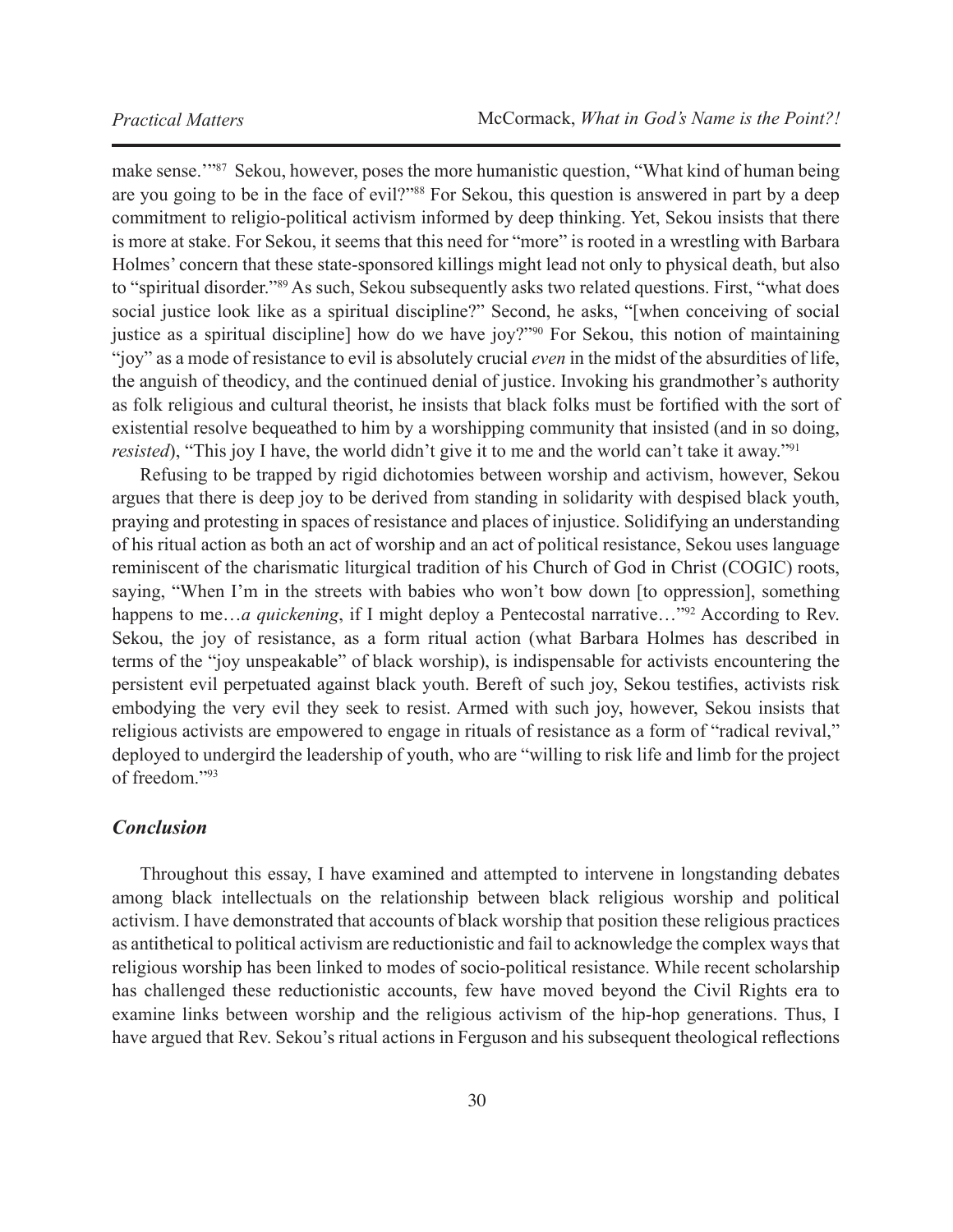make sense.'"[87] Sekou, however, poses the more humanistic question, "What kind of human being are you going to be in the face of evil?"[88] For Sekou, this question is answered in part by a deep commitment to religio-political activism informed by deep thinking. Yet, Sekou insists that there is more at stake. For Sekou, it seems that this need for "more" is rooted in a wrestling with Barbara Holmes' concern that these state-sponsored killings might lead not only to physical death, but also to "spiritual disorder."[89] As such, Sekou subsequently asks two related questions. First, "what does social justice look like as a spiritual discipline?" Second, he asks, "[when conceiving of social justice as a spiritual discipline] how do we have joy?"[90] For Sekou, this notion of maintaining "joy" as a mode of resistance to evil is absolutely crucial *even* in the midst of the absurdities of life, the anguish of theodicy, and the continued denial of justice. Invoking his grandmother's authority as folk religious and cultural theorist, he insists that black folks must be fortified with the sort of existential resolve bequeathed to him by a worshipping community that insisted (and in so doing, *resisted*), "This joy I have, the world didn't give it to me and the world can't take it away."[91]

Refusing to be trapped by rigid dichotomies between worship and activism, however, Sekou argues that there is deep joy to be derived from standing in solidarity with despised black youth, praying and protesting in spaces of resistance and places of injustice. Solidifying an understanding of his ritual action as both an act of worship and an act of political resistance, Sekou uses language reminiscent of the charismatic liturgical tradition of his Church of God in Christ (COGIC) roots, saying, "When I'm in the streets with babies who won't bow down [to oppression], something happens to me…*a quickening*, if I might deploy a Pentecostal narrative…"[92] According to Rev. Sekou, the joy of resistance, as a form ritual action (what Barbara Holmes has described in terms of the "joy unspeakable" of black worship), is indispensable for activists encountering the persistent evil perpetuated against black youth. Bereft of such joy, Sekou testifies, activists risk embodying the very evil they seek to resist. Armed with such joy, however, Sekou insists that religious activists are empowered to engage in rituals of resistance as a form of "radical revival," deployed to undergird the leadership of youth, who are "willing to risk life and limb for the project of freedom."[93]

### *Conclusion*

Throughout this essay, I have examined and attempted to intervene in longstanding debates among black intellectuals on the relationship between black religious worship and political activism. I have demonstrated that accounts of black worship that position these religious practices as antithetical to political activism are reductionistic and fail to acknowledge the complex ways that religious worship has been linked to modes of socio-political resistance. While recent scholarship has challenged these reductionistic accounts, few have moved beyond the Civil Rights era to examine links between worship and the religious activism of the hip-hop generations. Thus, I have argued that Rev. Sekou's ritual actions in Ferguson and his subsequent theological reflections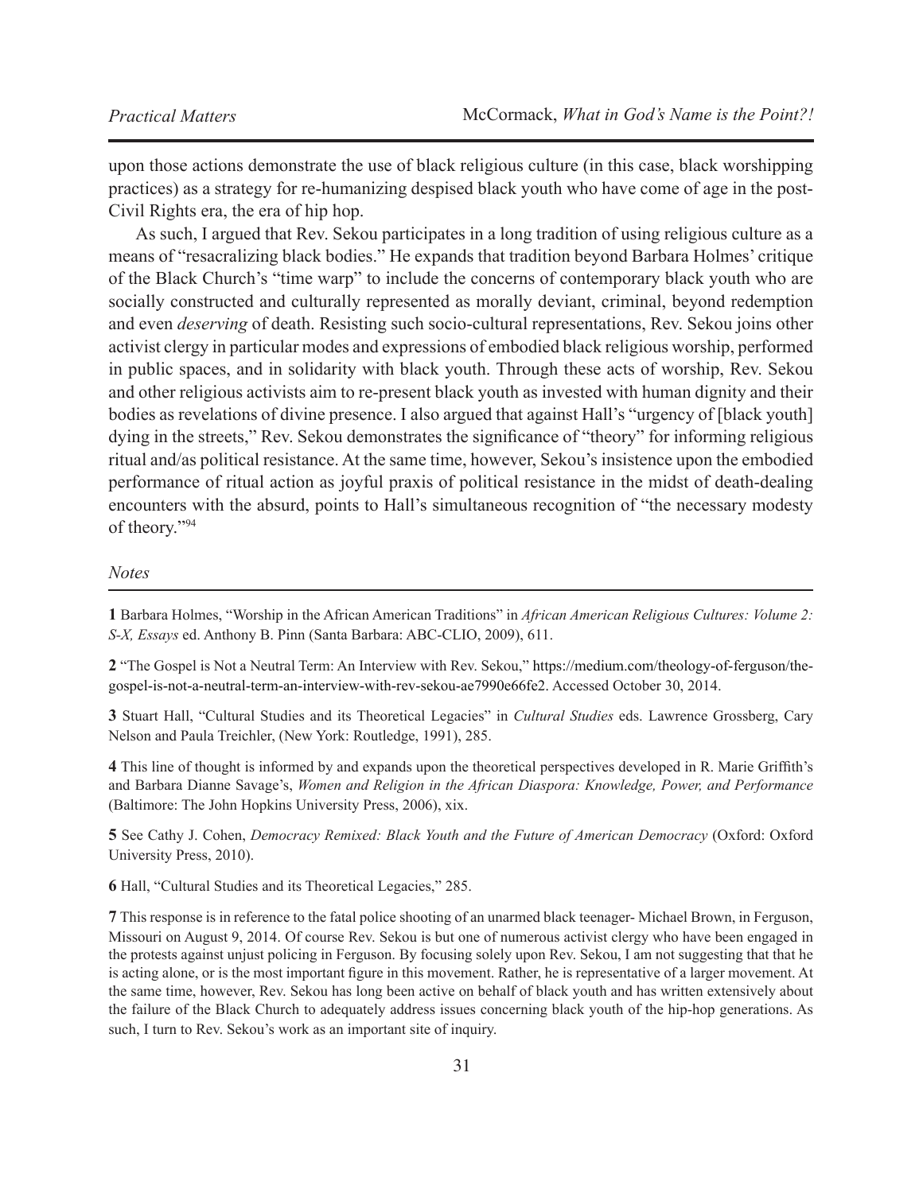upon those actions demonstrate the use of black religious culture (in this case, black worshipping practices) as a strategy for re-humanizing despised black youth who have come of age in the post-Civil Rights era, the era of hip hop.

As such, I argued that Rev. Sekou participates in a long tradition of using religious culture as a means of "resacralizing black bodies." He expands that tradition beyond Barbara Holmes' critique of the Black Church's "time warp" to include the concerns of contemporary black youth who are socially constructed and culturally represented as morally deviant, criminal, beyond redemption and even *deserving* of death. Resisting such socio-cultural representations, Rev. Sekou joins other activist clergy in particular modes and expressions of embodied black religious worship, performed in public spaces, and in solidarity with black youth. Through these acts of worship, Rev. Sekou and other religious activists aim to re-present black youth as invested with human dignity and their bodies as revelations of divine presence. I also argued that against Hall's "urgency of [black youth] dying in the streets," Rev. Sekou demonstrates the significance of "theory" for informing religious ritual and/as political resistance. At the same time, however, Sekou's insistence upon the embodied performance of ritual action as joyful praxis of political resistance in the midst of death-dealing encounters with the absurd, points to Hall's simultaneous recognition of "the necessary modesty of theory."[94]

*Notes*

**1** Barbara Holmes, "Worship in the African American Traditions" in *African American Religious Cultures: Volume 2: S-X, Essays* ed. Anthony B. Pinn (Santa Barbara: ABC-CLIO, 2009), 611.

**2** "The Gospel is Not a Neutral Term: An Interview with Rev. Sekou," https://medium.com/theology-of-ferguson/the-gospel-is-not-a-neutral-term-an-interview-with-rev-sekou-ae7990e66fe2. Accessed October 30, 2014.

**3** Stuart Hall, "Cultural Studies and its Theoretical Legacies" in *Cultural Studies* eds. Lawrence Grossberg, Cary Nelson and Paula Treichler, (New York: Routledge, 1991), 285.

**4** This line of thought is informed by and expands upon the theoretical perspectives developed in R. Marie Griffith's and Barbara Dianne Savage's, *Women and Religion in the African Diaspora: Knowledge, Power, and Performance* (Baltimore: The John Hopkins University Press, 2006), xix.

**5** See Cathy J. Cohen, *Democracy Remixed: Black Youth and the Future of American Democracy* (Oxford: Oxford University Press, 2010).

**6** Hall, "Cultural Studies and its Theoretical Legacies," 285.

**7** This response is in reference to the fatal police shooting of an unarmed black teenager- Michael Brown, in Ferguson, Missouri on August 9, 2014. Of course Rev. Sekou is but one of numerous activist clergy who have been engaged in the protests against unjust policing in Ferguson. By focusing solely upon Rev. Sekou, I am not suggesting that that he is acting alone, or is the most important figure in this movement. Rather, he is representative of a larger movement. At the same time, however, Rev. Sekou has long been active on behalf of black youth and has written extensively about the failure of the Black Church to adequately address issues concerning black youth of the hip-hop generations. As such, I turn to Rev. Sekou's work as an important site of inquiry.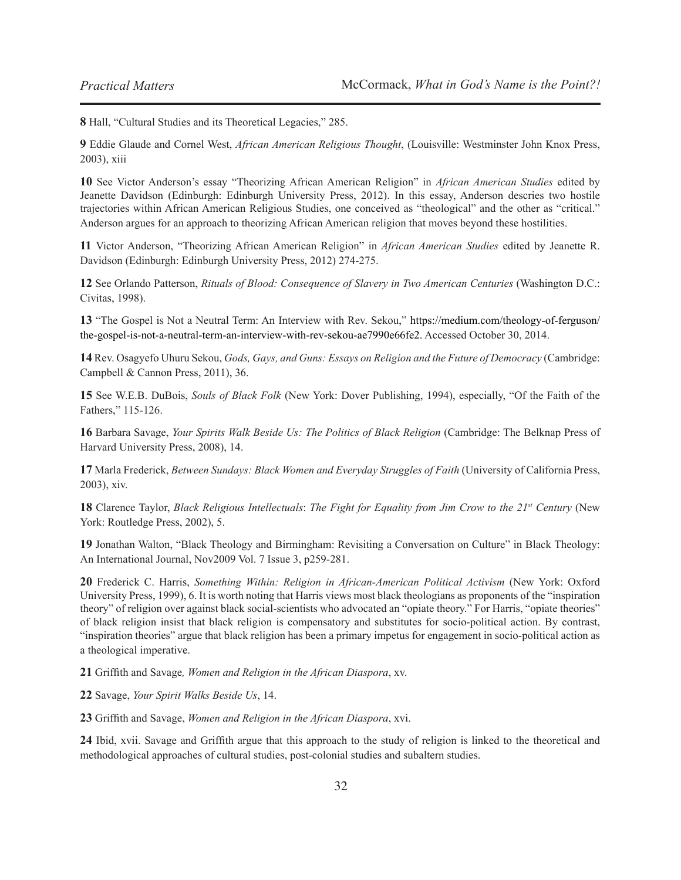**8** Hall, "Cultural Studies and its Theoretical Legacies," 285.

**9** Eddie Glaude and Cornel West, *African American Religious Thought*, (Louisville: Westminster John Knox Press, 2003), xiii

**10** See Victor Anderson's essay "Theorizing African American Religion" in *African American Studies* edited by Jeanette Davidson (Edinburgh: Edinburgh University Press, 2012). In this essay, Anderson descries two hostile trajectories within African American Religious Studies, one conceived as "theological" and the other as "critical." Anderson argues for an approach to theorizing African American religion that moves beyond these hostilities.

**11** Victor Anderson, "Theorizing African American Religion" in *African American Studies* edited by Jeanette R. Davidson (Edinburgh: Edinburgh University Press, 2012) 274-275.

**12** See Orlando Patterson, *Rituals of Blood: Consequence of Slavery in Two American Centuries* (Washington D.C.: Civitas, 1998).

**13** "The Gospel is Not a Neutral Term: An Interview with Rev. Sekou," https://medium.com/theology-of-ferguson/the-gospel-is-not-a-neutral-term-an-interview-with-rev-sekou-ae7990e66fe2. Accessed October 30, 2014.

**14** Rev. Osagyefo Uhuru Sekou, *Gods, Gays, and Guns: Essays on Religion and the Future of Democracy* (Cambridge: Campbell & Cannon Press, 2011), 36.

**15** See W.E.B. DuBois, *Souls of Black Folk* (New York: Dover Publishing, 1994), especially, "Of the Faith of the Fathers," 115-126.

**16** Barbara Savage, *Your Spirits Walk Beside Us: The Politics of Black Religion* (Cambridge: The Belknap Press of Harvard University Press, 2008), 14.

**17** Marla Frederick, *Between Sundays: Black Women and Everyday Struggles of Faith* (University of California Press, 2003), xiv.

**18** Clarence Taylor, *Black Religious Intellectuals*: *The Fight for Equality from Jim Crow to the 21st Century* (New York: Routledge Press, 2002), 5.

**19** Jonathan Walton, "Black Theology and Birmingham: Revisiting a Conversation on Culture" in Black Theology: An International Journal, Nov2009 Vol. 7 Issue 3, p259-281.

**20** Frederick C. Harris, *Something Within: Religion in African-American Political Activism* (New York: Oxford University Press, 1999), 6. It is worth noting that Harris views most black theologians as proponents of the "inspiration theory" of religion over against black social-scientists who advocated an "opiate theory." For Harris, "opiate theories" of black religion insist that black religion is compensatory and substitutes for socio-political action. By contrast, "inspiration theories" argue that black religion has been a primary impetus for engagement in socio-political action as a theological imperative.

**21** Griffith and Savage*, Women and Religion in the African Diaspora*, xv.

**22** Savage, *Your Spirit Walks Beside Us*, 14.

**23** Griffith and Savage, *Women and Religion in the African Diaspora*, xvi.

**24** Ibid, xvii. Savage and Griffith argue that this approach to the study of religion is linked to the theoretical and methodological approaches of cultural studies, post-colonial studies and subaltern studies.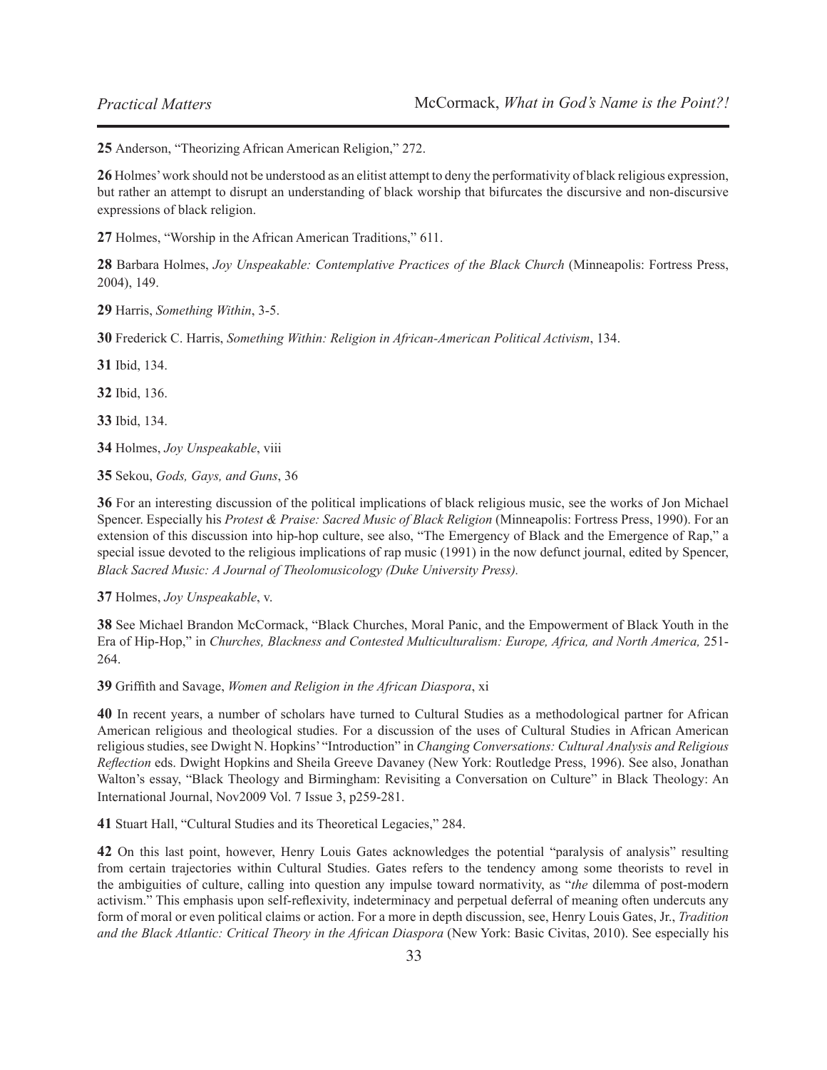**25** Anderson, "Theorizing African American Religion," 272.

**26** Holmes' work should not be understood as an elitist attempt to deny the performativity of black religious expression, but rather an attempt to disrupt an understanding of black worship that bifurcates the discursive and non-discursive expressions of black religion.

**27** Holmes, "Worship in the African American Traditions," 611.

**28** Barbara Holmes, *Joy Unspeakable: Contemplative Practices of the Black Church* (Minneapolis: Fortress Press, 2004), 149.

**29** Harris, *Something Within*, 3-5.

**30** Frederick C. Harris, *Something Within: Religion in African-American Political Activism*, 134.

**31** Ibid, 134.

**32** Ibid, 136.

**33** Ibid, 134.

**34** Holmes, *Joy Unspeakable*, viii

**35** Sekou, *Gods, Gays, and Guns*, 36

**36** For an interesting discussion of the political implications of black religious music, see the works of Jon Michael Spencer. Especially his *Protest & Praise: Sacred Music of Black Religion* (Minneapolis: Fortress Press, 1990). For an extension of this discussion into hip-hop culture, see also, "The Emergency of Black and the Emergence of Rap," a special issue devoted to the religious implications of rap music (1991) in the now defunct journal, edited by Spencer, *Black Sacred Music: A Journal of Theolomusicology (Duke University Press).*

**37** Holmes, *Joy Unspeakable*, v.

**38** See Michael Brandon McCormack, "Black Churches, Moral Panic, and the Empowerment of Black Youth in the Era of Hip-Hop," in *Churches, Blackness and Contested Multiculturalism: Europe, Africa, and North America,* 251-264.

**39** Griffith and Savage, *Women and Religion in the African Diaspora*, xi

**40** In recent years, a number of scholars have turned to Cultural Studies as a methodological partner for African American religious and theological studies. For a discussion of the uses of Cultural Studies in African American religious studies, see Dwight N. Hopkins' "Introduction" in *Changing Conversations: Cultural Analysis and Religious Reflection* eds. Dwight Hopkins and Sheila Greeve Davaney (New York: Routledge Press, 1996). See also, Jonathan Walton's essay, "Black Theology and Birmingham: Revisiting a Conversation on Culture" in Black Theology: An International Journal, Nov2009 Vol. 7 Issue 3, p259-281.

**41** Stuart Hall, "Cultural Studies and its Theoretical Legacies," 284.

**42** On this last point, however, Henry Louis Gates acknowledges the potential "paralysis of analysis" resulting from certain trajectories within Cultural Studies. Gates refers to the tendency among some theorists to revel in the ambiguities of culture, calling into question any impulse toward normativity, as "*the* dilemma of post-modern activism." This emphasis upon self-reflexivity, indeterminacy and perpetual deferral of meaning often undercuts any form of moral or even political claims or action. For a more in depth discussion, see, Henry Louis Gates, Jr., *Tradition and the Black Atlantic: Critical Theory in the African Diaspora* (New York: Basic Civitas, 2010). See especially his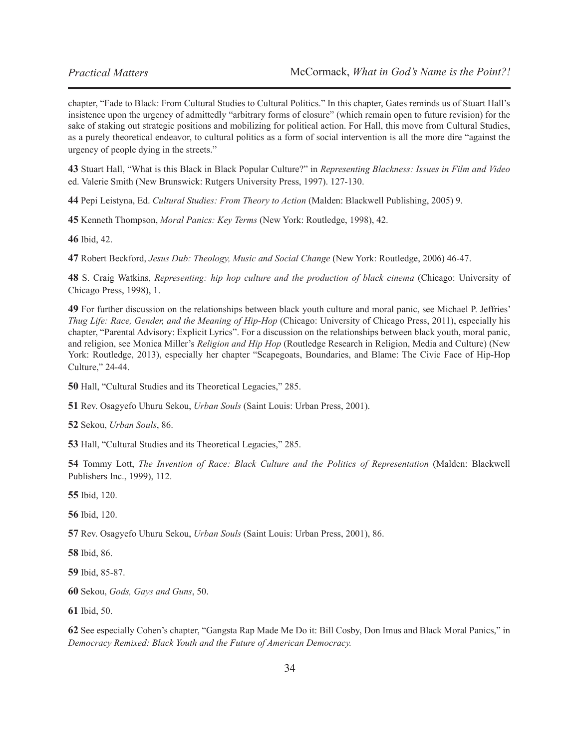chapter, "Fade to Black: From Cultural Studies to Cultural Politics." In this chapter, Gates reminds us of Stuart Hall's insistence upon the urgency of admittedly "arbitrary forms of closure" (which remain open to future revision) for the sake of staking out strategic positions and mobilizing for political action. For Hall, this move from Cultural Studies, as a purely theoretical endeavor, to cultural politics as a form of social intervention is all the more dire "against the urgency of people dying in the streets."

**43** Stuart Hall, "What is this Black in Black Popular Culture?" in *Representing Blackness: Issues in Film and Video* ed. Valerie Smith (New Brunswick: Rutgers University Press, 1997). 127-130.

**44** Pepi Leistyna, Ed. *Cultural Studies: From Theory to Action* (Malden: Blackwell Publishing, 2005) 9.

**45** Kenneth Thompson, *Moral Panics: Key Terms* (New York: Routledge, 1998), 42.

**46** Ibid, 42.

**47** Robert Beckford, *Jesus Dub: Theology, Music and Social Change* (New York: Routledge, 2006) 46-47.

**48** S. Craig Watkins, *Representing: hip hop culture and the production of black cinema* (Chicago: University of Chicago Press, 1998), 1.

**49** For further discussion on the relationships between black youth culture and moral panic, see Michael P. Jeffries' *Thug Life: Race, Gender, and the Meaning of Hip-Hop* (Chicago: University of Chicago Press, 2011), especially his chapter, "Parental Advisory: Explicit Lyrics". For a discussion on the relationships between black youth, moral panic, and religion, see Monica Miller's *Religion and Hip Hop* (Routledge Research in Religion, Media and Culture) (New York: Routledge, 2013), especially her chapter "Scapegoats, Boundaries, and Blame: The Civic Face of Hip-Hop Culture," 24-44.

**50** Hall, "Cultural Studies and its Theoretical Legacies," 285.

**51** Rev. Osagyefo Uhuru Sekou, *Urban Souls* (Saint Louis: Urban Press, 2001).

**52** Sekou, *Urban Souls*, 86.

**53** Hall, "Cultural Studies and its Theoretical Legacies," 285.

**54** Tommy Lott, *The Invention of Race: Black Culture and the Politics of Representation* (Malden: Blackwell Publishers Inc., 1999), 112.

**55** Ibid, 120.

**56** Ibid, 120.

**57** Rev. Osagyefo Uhuru Sekou, *Urban Souls* (Saint Louis: Urban Press, 2001), 86.

**58** Ibid, 86.

**59** Ibid, 85-87.

**60** Sekou, *Gods, Gays and Guns*, 50.

**61** Ibid, 50.

**62** See especially Cohen's chapter, "Gangsta Rap Made Me Do it: Bill Cosby, Don Imus and Black Moral Panics," in *Democracy Remixed: Black Youth and the Future of American Democracy.*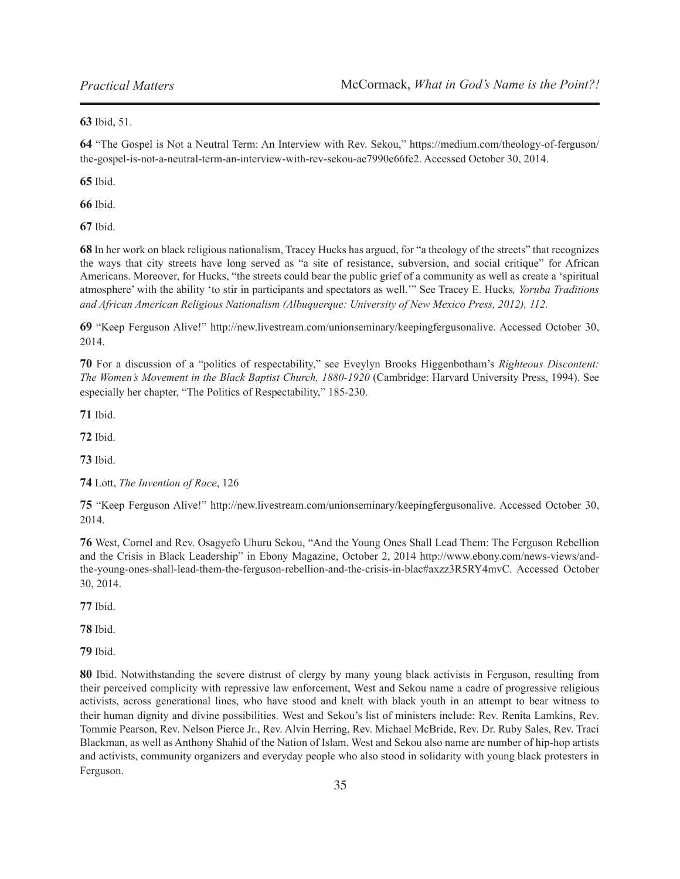**63** Ibid, 51.

**64** "The Gospel is Not a Neutral Term: An Interview with Rev. Sekou," https://medium.com/theology-of-ferguson/the-gospel-is-not-a-neutral-term-an-interview-with-rev-sekou-ae7990e66fe2. Accessed October 30, 2014.

**65** Ibid.

**66** Ibid.

**67** Ibid.

**68** In her work on black religious nationalism, Tracey Hucks has argued, for "a theology of the streets" that recognizes the ways that city streets have long served as "a site of resistance, subversion, and social critique" for African Americans. Moreover, for Hucks, "the streets could bear the public grief of a community as well as create a 'spiritual atmosphere' with the ability 'to stir in participants and spectators as well.'" See Tracey E. Hucks*, Yoruba Traditions and African American Religious Nationalism (Albuquerque: University of New Mexico Press, 2012), 112.*

**69** "Keep Ferguson Alive!" http://new.livestream.com/unionseminary/keepingfergusonalive. Accessed October 30, 2014.

**70** For a discussion of a "politics of respectability," see Eveylyn Brooks Higgenbotham's *Righteous Discontent: The Women's Movement in the Black Baptist Church, 1880-1920* (Cambridge: Harvard University Press, 1994). See especially her chapter, "The Politics of Respectability," 185-230.

**71** Ibid.

**72** Ibid.

**73** Ibid.

**74** Lott, *The Invention of Race*, 126

**75** "Keep Ferguson Alive!" http://new.livestream.com/unionseminary/keepingfergusonalive. Accessed October 30, 2014.

**76** West, Cornel and Rev. Osagyefo Uhuru Sekou, "And the Young Ones Shall Lead Them: The Ferguson Rebellion and the Crisis in Black Leadership" in Ebony Magazine, October 2, 2014 http://www.ebony.com/news-views/and-the-young-ones-shall-lead-them-the-ferguson-rebellion-and-the-crisis-in-blac#axzz3R5RY4mvC. Accessed October 30, 2014.

**77** Ibid.

**78** Ibid.

**79** Ibid.

**80** Ibid. Notwithstanding the severe distrust of clergy by many young black activists in Ferguson, resulting from their perceived complicity with repressive law enforcement, West and Sekou name a cadre of progressive religious activists, across generational lines, who have stood and knelt with black youth in an attempt to bear witness to their human dignity and divine possibilities. West and Sekou's list of ministers include: Rev. Renita Lamkins, Rev. Tommie Pearson, Rev. Nelson Pierce Jr., Rev. Alvin Herring, Rev. Michael McBride, Rev. Dr. Ruby Sales, Rev. Traci Blackman, as well as Anthony Shahid of the Nation of Islam. West and Sekou also name are number of hip-hop artists and activists, community organizers and everyday people who also stood in solidarity with young black protesters in Ferguson.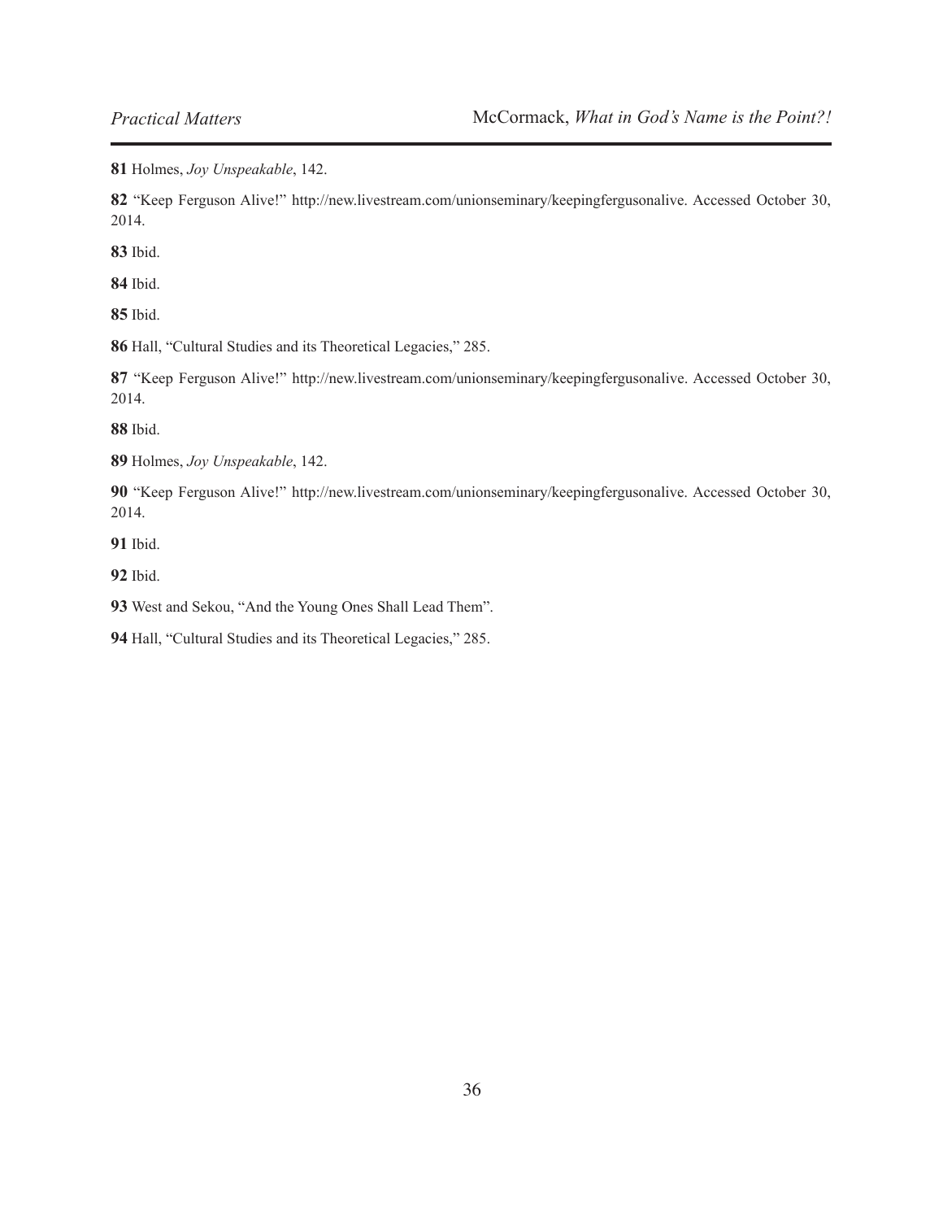**81** Holmes, *Joy Unspeakable*, 142.

**82** "Keep Ferguson Alive!" http://new.livestream.com/unionseminary/keepingfergusonalive. Accessed October 30, 2014.

**83** Ibid.

**84** Ibid.

**85** Ibid.

**86** Hall, "Cultural Studies and its Theoretical Legacies," 285.

**87** "Keep Ferguson Alive!" http://new.livestream.com/unionseminary/keepingfergusonalive. Accessed October 30, 2014.

**88** Ibid.

**89** Holmes, *Joy Unspeakable*, 142.

**90** "Keep Ferguson Alive!" http://new.livestream.com/unionseminary/keepingfergusonalive. Accessed October 30, 2014.

**91** Ibid.

**92** Ibid.

**93** West and Sekou, "And the Young Ones Shall Lead Them".

**94** Hall, "Cultural Studies and its Theoretical Legacies," 285.